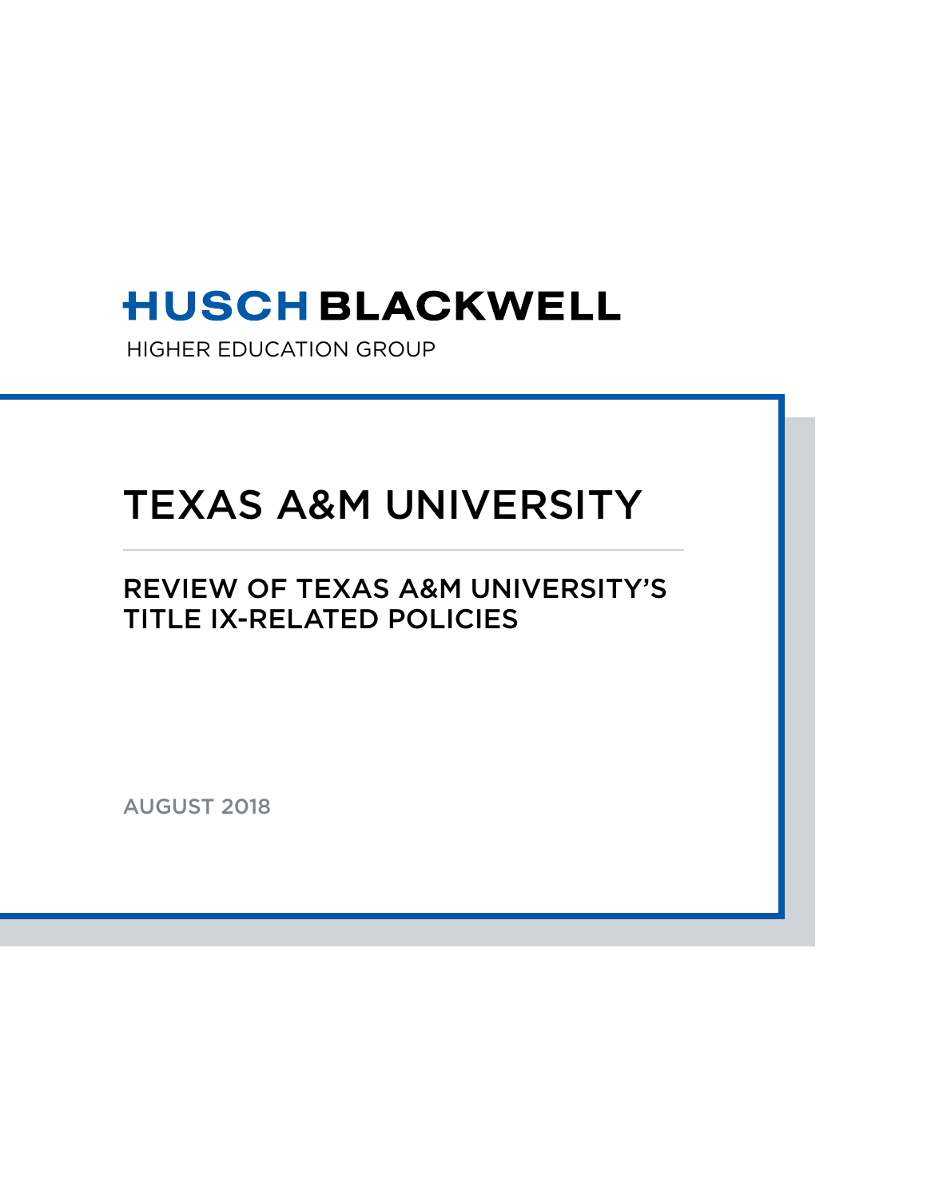**HUSCH BLACKWELL**

HIGHER EDUCATION GROUP

# TEXAS A&M UNIVERSITY

## REVIEW OF TEXAS A&M UNIVERSITY'S TITLE IX-RELATED POLICIES

AUGUST 2018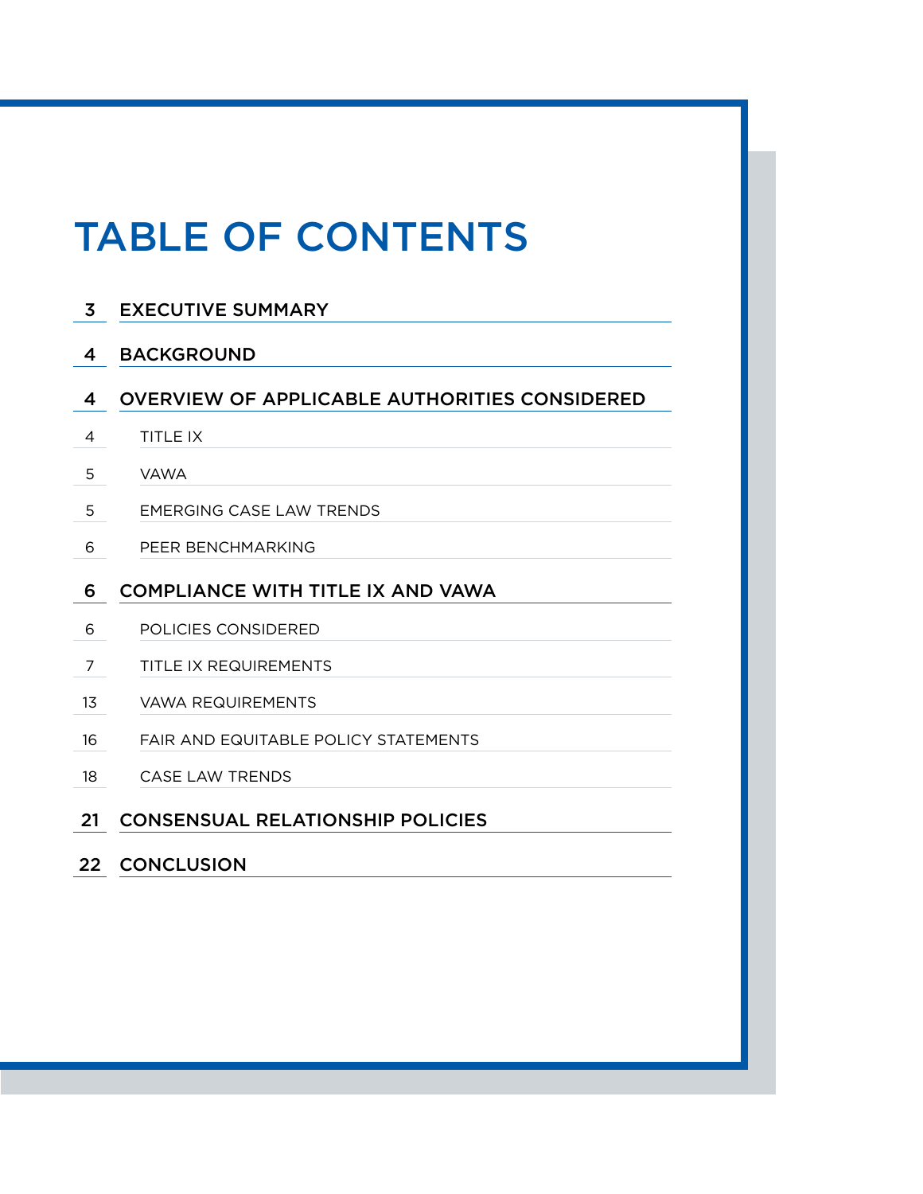# TABLE OF CONTENTS

| Page | Section |
|---|---|
| 3 | **EXECUTIVE SUMMARY** |
| 4 | **BACKGROUND** |
| 4 | **OVERVIEW OF APPLICABLE AUTHORITIES CONSIDERED** |
| 4 | TITLE IX |
| 5 | VAWA |
| 5 | EMERGING CASE LAW TRENDS |
| 6 | PEER BENCHMARKING |
| 6 | **COMPLIANCE WITH TITLE IX AND VAWA** |
| 6 | POLICIES CONSIDERED |
| 7 | TITLE IX REQUIREMENTS |
| 13 | VAWA REQUIREMENTS |
| 16 | FAIR AND EQUITABLE POLICY STATEMENTS |
| 18 | CASE LAW TRENDS |
| 21 | **CONSENSUAL RELATIONSHIP POLICIES** |
| 22 | **CONCLUSION** |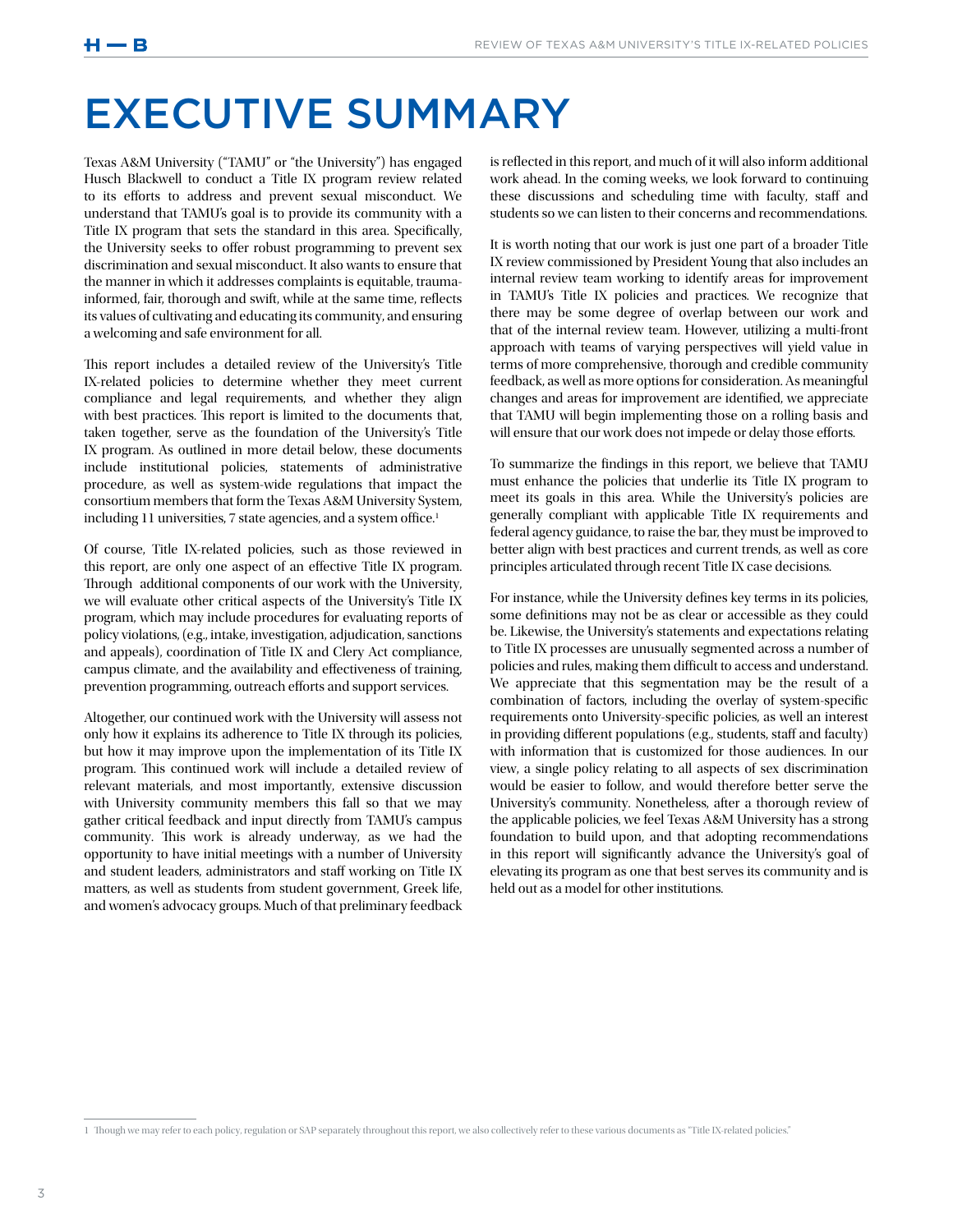# EXECUTIVE SUMMARY

Texas A&M University ("TAMU" or "the University") has engaged Husch Blackwell to conduct a Title IX program review related to its efforts to address and prevent sexual misconduct. We understand that TAMU's goal is to provide its community with a Title IX program that sets the standard in this area. Specifically, the University seeks to offer robust programming to prevent sex discrimination and sexual misconduct. It also wants to ensure that the manner in which it addresses complaints is equitable, trauma-informed, fair, thorough and swift, while at the same time, reflects its values of cultivating and educating its community, and ensuring a welcoming and safe environment for all.

This report includes a detailed review of the University's Title IX-related policies to determine whether they meet current compliance and legal requirements, and whether they align with best practices. This report is limited to the documents that, taken together, serve as the foundation of the University's Title IX program. As outlined in more detail below, these documents include institutional policies, statements of administrative procedure, as well as system-wide regulations that impact the consortium members that form the Texas A&M University System, including 11 universities, 7 state agencies, and a system office.[1]

Of course, Title IX-related policies, such as those reviewed in this report, are only one aspect of an effective Title IX program. Through additional components of our work with the University, we will evaluate other critical aspects of the University's Title IX program, which may include procedures for evaluating reports of policy violations, (e.g., intake, investigation, adjudication, sanctions and appeals), coordination of Title IX and Clery Act compliance, campus climate, and the availability and effectiveness of training, prevention programming, outreach efforts and support services.

Altogether, our continued work with the University will assess not only how it explains its adherence to Title IX through its policies, but how it may improve upon the implementation of its Title IX program. This continued work will include a detailed review of relevant materials, and most importantly, extensive discussion with University community members this fall so that we may gather critical feedback and input directly from TAMU's campus community. This work is already underway, as we had the opportunity to have initial meetings with a number of University and student leaders, administrators and staff working on Title IX matters, as well as students from student government, Greek life, and women's advocacy groups. Much of that preliminary feedback is reflected in this report, and much of it will also inform additional work ahead. In the coming weeks, we look forward to continuing these discussions and scheduling time with faculty, staff and students so we can listen to their concerns and recommendations.

It is worth noting that our work is just one part of a broader Title IX review commissioned by President Young that also includes an internal review team working to identify areas for improvement in TAMU's Title IX policies and practices. We recognize that there may be some degree of overlap between our work and that of the internal review team. However, utilizing a multi-front approach with teams of varying perspectives will yield value in terms of more comprehensive, thorough and credible community feedback, as well as more options for consideration. As meaningful changes and areas for improvement are identified, we appreciate that TAMU will begin implementing those on a rolling basis and will ensure that our work does not impede or delay those efforts.

To summarize the findings in this report, we believe that TAMU must enhance the policies that underlie its Title IX program to meet its goals in this area. While the University's policies are generally compliant with applicable Title IX requirements and federal agency guidance, to raise the bar, they must be improved to better align with best practices and current trends, as well as core principles articulated through recent Title IX case decisions.

For instance, while the University defines key terms in its policies, some definitions may not be as clear or accessible as they could be. Likewise, the University's statements and expectations relating to Title IX processes are unusually segmented across a number of policies and rules, making them difficult to access and understand. We appreciate that this segmentation may be the result of a combination of factors, including the overlay of system-specific requirements onto University-specific policies, as well an interest in providing different populations (e.g., students, staff and faculty) with information that is customized for those audiences. In our view, a single policy relating to all aspects of sex discrimination would be easier to follow, and would therefore better serve the University's community. Nonetheless, after a thorough review of the applicable policies, we feel Texas A&M University has a strong foundation to build upon, and that adopting recommendations in this report will significantly advance the University's goal of elevating its program as one that best serves its community and is held out as a model for other institutions.

[1] Though we may refer to each policy, regulation or SAP separately throughout this report, we also collectively refer to these various documents as "Title IX-related policies."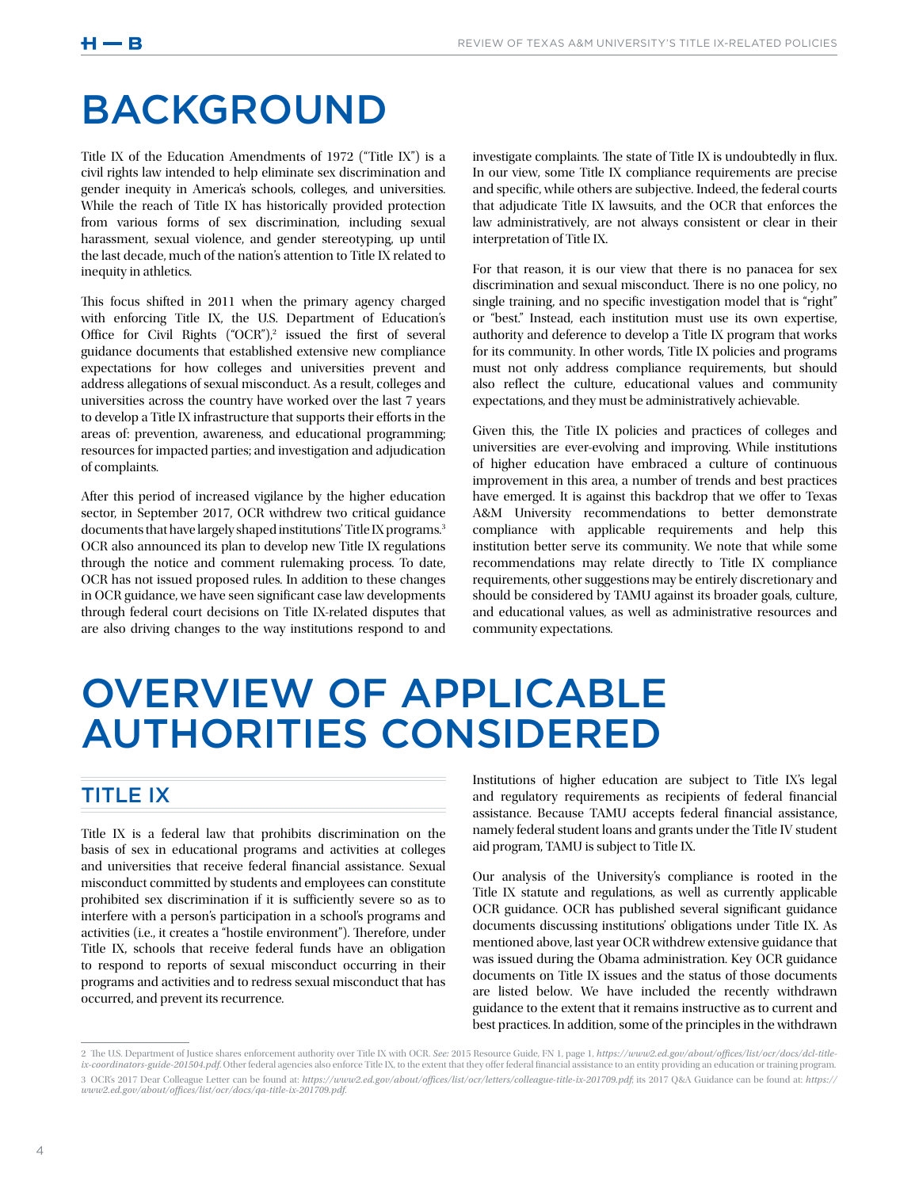# BACKGROUND

Title IX of the Education Amendments of 1972 ("Title IX") is a civil rights law intended to help eliminate sex discrimination and gender inequity in America's schools, colleges, and universities. While the reach of Title IX has historically provided protection from various forms of sex discrimination, including sexual harassment, sexual violence, and gender stereotyping, up until the last decade, much of the nation's attention to Title IX related to inequity in athletics.

This focus shifted in 2011 when the primary agency charged with enforcing Title IX, the U.S. Department of Education's Office for Civil Rights ("OCR"),[2] issued the first of several guidance documents that established extensive new compliance expectations for how colleges and universities prevent and address allegations of sexual misconduct. As a result, colleges and universities across the country have worked over the last 7 years to develop a Title IX infrastructure that supports their efforts in the areas of: prevention, awareness, and educational programming; resources for impacted parties; and investigation and adjudication of complaints.

After this period of increased vigilance by the higher education sector, in September 2017, OCR withdrew two critical guidance documents that have largely shaped institutions' Title IX programs.[3] OCR also announced its plan to develop new Title IX regulations through the notice and comment rulemaking process. To date, OCR has not issued proposed rules. In addition to these changes in OCR guidance, we have seen significant case law developments through federal court decisions on Title IX-related disputes that are also driving changes to the way institutions respond to and investigate complaints. The state of Title IX is undoubtedly in flux. In our view, some Title IX compliance requirements are precise and specific, while others are subjective. Indeed, the federal courts that adjudicate Title IX lawsuits, and the OCR that enforces the law administratively, are not always consistent or clear in their interpretation of Title IX.

For that reason, it is our view that there is no panacea for sex discrimination and sexual misconduct. There is no one policy, no single training, and no specific investigation model that is "right" or "best." Instead, each institution must use its own expertise, authority and deference to develop a Title IX program that works for its community. In other words, Title IX policies and programs must not only address compliance requirements, but should also reflect the culture, educational values and community expectations, and they must be administratively achievable.

Given this, the Title IX policies and practices of colleges and universities are ever-evolving and improving. While institutions of higher education have embraced a culture of continuous improvement in this area, a number of trends and best practices have emerged. It is against this backdrop that we offer to Texas A&M University recommendations to better demonstrate compliance with applicable requirements and help this institution better serve its community. We note that while some recommendations may relate directly to Title IX compliance requirements, other suggestions may be entirely discretionary and should be considered by TAMU against its broader goals, culture, and educational values, as well as administrative resources and community expectations.

# OVERVIEW OF APPLICABLE AUTHORITIES CONSIDERED

## TITLE IX

Title IX is a federal law that prohibits discrimination on the basis of sex in educational programs and activities at colleges and universities that receive federal financial assistance. Sexual misconduct committed by students and employees can constitute prohibited sex discrimination if it is sufficiently severe so as to interfere with a person's participation in a school's programs and activities (i.e., it creates a "hostile environment"). Therefore, under Title IX, schools that receive federal funds have an obligation to respond to reports of sexual misconduct occurring in their programs and activities and to redress sexual misconduct that has occurred, and prevent its recurrence.

Institutions of higher education are subject to Title IX's legal and regulatory requirements as recipients of federal financial assistance. Because TAMU accepts federal financial assistance, namely federal student loans and grants under the Title IV student aid program, TAMU is subject to Title IX.

Our analysis of the University's compliance is rooted in the Title IX statute and regulations, as well as currently applicable OCR guidance. OCR has published several significant guidance documents discussing institutions' obligations under Title IX. As mentioned above, last year OCR withdrew extensive guidance that was issued during the Obama administration. Key OCR guidance documents on Title IX issues and the status of those documents are listed below. We have included the recently withdrawn guidance to the extent that it remains instructive as to current and best practices. In addition, some of the principles in the withdrawn

---

2 The U.S. Department of Justice shares enforcement authority over Title IX with OCR. *See:* 2015 Resource Guide, FN 1, page 1, ***https://www2.ed.gov/about/offices/list/ocr/docs/dcl-title-ix-coordinators-guide-201504.pdf.*** Other federal agencies also enforce Title IX, to the extent that they offer federal financial assistance to an entity providing an education or training program.

3 OCR's 2017 Dear Colleague Letter can be found at: ***https://www2.ed.gov/about/offices/list/ocr/letters/colleague-title-ix-201709.pdf***; its 2017 Q&A Guidance can be found at: ***https://www2.ed.gov/about/offices/list/ocr/docs/qa-title-ix-201709.pdf.***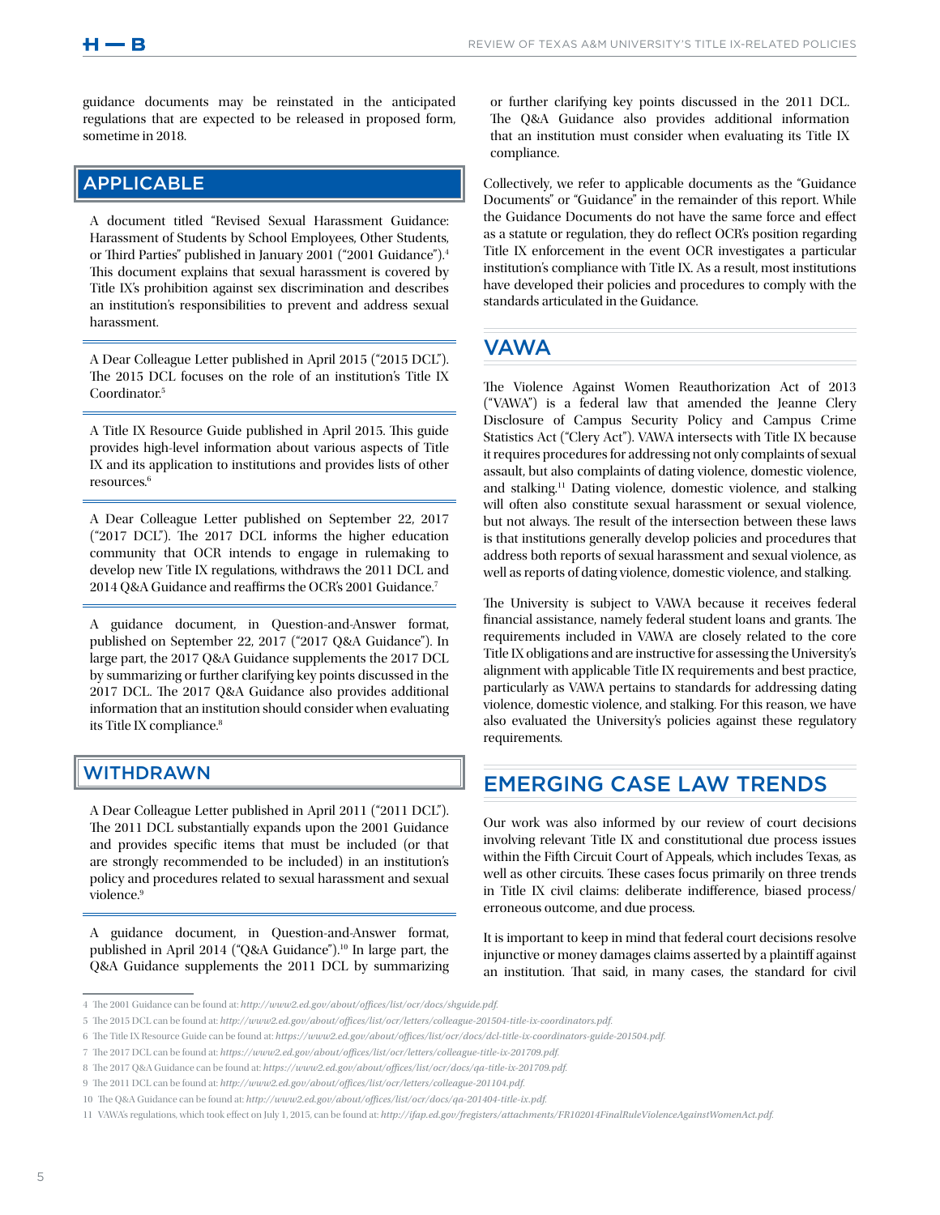guidance documents may be reinstated in the anticipated regulations that are expected to be released in proposed form, sometime in 2018.

## APPLICABLE

A document titled "Revised Sexual Harassment Guidance: Harassment of Students by School Employees, Other Students, or Third Parties" published in January 2001 ("2001 Guidance").[4] This document explains that sexual harassment is covered by Title IX's prohibition against sex discrimination and describes an institution's responsibilities to prevent and address sexual harassment.

A Dear Colleague Letter published in April 2015 ("2015 DCL"). The 2015 DCL focuses on the role of an institution's Title IX Coordinator.[5]

A Title IX Resource Guide published in April 2015. This guide provides high-level information about various aspects of Title IX and its application to institutions and provides lists of other resources.[6]

A Dear Colleague Letter published on September 22, 2017 ("2017 DCL"). The 2017 DCL informs the higher education community that OCR intends to engage in rulemaking to develop new Title IX regulations, withdraws the 2011 DCL and 2014 Q&A Guidance and reaffirms the OCR's 2001 Guidance.[7]

A guidance document, in Question-and-Answer format, published on September 22, 2017 ("2017 Q&A Guidance"). In large part, the 2017 Q&A Guidance supplements the 2017 DCL by summarizing or further clarifying key points discussed in the 2017 DCL. The 2017 Q&A Guidance also provides additional information that an institution should consider when evaluating its Title IX compliance.[8]

## WITHDRAWN

A Dear Colleague Letter published in April 2011 ("2011 DCL"). The 2011 DCL substantially expands upon the 2001 Guidance and provides specific items that must be included (or that are strongly recommended to be included) in an institution's policy and procedures related to sexual harassment and sexual violence.[9]

A guidance document, in Question-and-Answer format, published in April 2014 ("Q&A Guidance").[10] In large part, the Q&A Guidance supplements the 2011 DCL by summarizing or further clarifying key points discussed in the 2011 DCL. The Q&A Guidance also provides additional information that an institution must consider when evaluating its Title IX compliance.

Collectively, we refer to applicable documents as the "Guidance Documents" or "Guidance" in the remainder of this report. While the Guidance Documents do not have the same force and effect as a statute or regulation, they do reflect OCR's position regarding Title IX enforcement in the event OCR investigates a particular institution's compliance with Title IX. As a result, most institutions have developed their policies and procedures to comply with the standards articulated in the Guidance.

## VAWA

The Violence Against Women Reauthorization Act of 2013 ("VAWA") is a federal law that amended the Jeanne Clery Disclosure of Campus Security Policy and Campus Crime Statistics Act ("Clery Act"). VAWA intersects with Title IX because it requires procedures for addressing not only complaints of sexual assault, but also complaints of dating violence, domestic violence, and stalking.[11] Dating violence, domestic violence, and stalking will often also constitute sexual harassment or sexual violence, but not always. The result of the intersection between these laws is that institutions generally develop policies and procedures that address both reports of sexual harassment and sexual violence, as well as reports of dating violence, domestic violence, and stalking.

The University is subject to VAWA because it receives federal financial assistance, namely federal student loans and grants. The requirements included in VAWA are closely related to the core Title IX obligations and are instructive for assessing the University's alignment with applicable Title IX requirements and best practice, particularly as VAWA pertains to standards for addressing dating violence, domestic violence, and stalking. For this reason, we have also evaluated the University's policies against these regulatory requirements.

## EMERGING CASE LAW TRENDS

Our work was also informed by our review of court decisions involving relevant Title IX and constitutional due process issues within the Fifth Circuit Court of Appeals, which includes Texas, as well as other circuits. These cases focus primarily on three trends in Title IX civil claims: deliberate indifference, biased process/erroneous outcome, and due process.

It is important to keep in mind that federal court decisions resolve injunctive or money damages claims asserted by a plaintiff against an institution. That said, in many cases, the standard for civil

---

4 The 2001 Guidance can be found at: *http://www2.ed.gov/about/offices/list/ocr/docs/shguide.pdf.*

5 The 2015 DCL can be found at: *http://www2.ed.gov/about/offices/list/ocr/letters/colleague-201504-title-ix-coordinators.pdf.*

6 The Title IX Resource Guide can be found at: *https://www2.ed.gov/about/offices/list/ocr/docs/dcl-title-ix-coordinators-guide-201504.pdf.*

7 The 2017 DCL can be found at: *https://www2.ed.gov/about/offices/list/ocr/letters/colleague-title-ix-201709.pdf.*

8 The 2017 Q&A Guidance can be found at: *https://www2.ed.gov/about/offices/list/ocr/docs/qa-title-ix-201709.pdf.*

9 The 2011 DCL can be found at: *http://www2.ed.gov/about/offices/list/ocr/letters/colleague-201104.pdf.*

10 The Q&A Guidance can be found at: *http://www2.ed.gov/about/offices/list/ocr/docs/qa-201404-title-ix.pdf.*

11 VAWA's regulations, which took effect on July 1, 2015, can be found at: *http://ifap.ed.gov/fregisters/attachments/FR102014FinalRuleViolenceAgainstWomenAct.pdf.*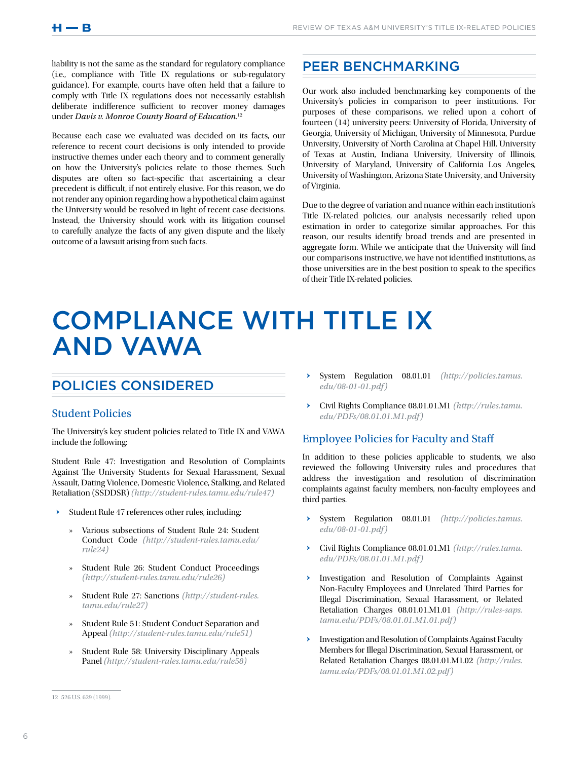liability is not the same as the standard for regulatory compliance (i.e., compliance with Title IX regulations or sub-regulatory guidance). For example, courts have often held that a failure to comply with Title IX regulations does not necessarily establish deliberate indifference sufficient to recover money damages under *Davis v. Monroe County Board of Education*.[12]

Because each case we evaluated was decided on its facts, our reference to recent court decisions is only intended to provide instructive themes under each theory and to comment generally on how the University's policies relate to those themes. Such disputes are often so fact-specific that ascertaining a clear precedent is difficult, if not entirely elusive. For this reason, we do not render any opinion regarding how a hypothetical claim against the University would be resolved in light of recent case decisions. Instead, the University should work with its litigation counsel to carefully analyze the facts of any given dispute and the likely outcome of a lawsuit arising from such facts.

## PEER BENCHMARKING

Our work also included benchmarking key components of the University's policies in comparison to peer institutions. For purposes of these comparisons, we relied upon a cohort of fourteen (14) university peers: University of Florida, University of Georgia, University of Michigan, University of Minnesota, Purdue University, University of North Carolina at Chapel Hill, University of Texas at Austin, Indiana University, University of Illinois, University of Maryland, University of California Los Angeles, University of Washington, Arizona State University, and University of Virginia.

Due to the degree of variation and nuance within each institution's Title IX-related policies, our analysis necessarily relied upon estimation in order to categorize similar approaches. For this reason, our results identify broad trends and are presented in aggregate form. While we anticipate that the University will find our comparisons instructive, we have not identified institutions, as those universities are in the best position to speak to the specifics of their Title IX-related policies.

# COMPLIANCE WITH TITLE IX AND VAWA

## POLICIES CONSIDERED

### Student Policies

The University's key student policies related to Title IX and VAWA include the following:

Student Rule 47: Investigation and Resolution of Complaints Against The University Students for Sexual Harassment, Sexual Assault, Dating Violence, Domestic Violence, Stalking, and Related Retaliation (SSDDSR) *(http://student-rules.tamu.edu/rule47)*

- Student Rule 47 references other rules, including:
  - Various subsections of Student Rule 24: Student Conduct Code *(http://student-rules.tamu.edu/rule24)*
  - Student Rule 26: Student Conduct Proceedings *(http://student-rules.tamu.edu/rule26)*
  - Student Rule 27: Sanctions *(http://student-rules.tamu.edu/rule27)*
  - Student Rule 51: Student Conduct Separation and Appeal *(http://student-rules.tamu.edu/rule51)*
  - Student Rule 58: University Disciplinary Appeals Panel *(http://student-rules.tamu.edu/rule58)*
- System Regulation 08.01.01 *(http://policies.tamus.edu/08-01-01.pdf)*
- Civil Rights Compliance 08.01.01.M1 *(http://rules.tamu.edu/PDFs/08.01.01.M1.pdf)*

### Employee Policies for Faculty and Staff

In addition to these policies applicable to students, we also reviewed the following University rules and procedures that address the investigation and resolution of discrimination complaints against faculty members, non-faculty employees and third parties.

- System Regulation 08.01.01 *(http://policies.tamus.edu/08-01-01.pdf)*
- Civil Rights Compliance 08.01.01.M1 *(http://rules.tamu.edu/PDFs/08.01.01.M1.pdf)*
- Investigation and Resolution of Complaints Against Non-Faculty Employees and Unrelated Third Parties for Illegal Discrimination, Sexual Harassment, or Related Retaliation Charges 08.01.01.M1.01 *(http://rules-saps.tamu.edu/PDFs/08.01.01.M1.01.pdf)*
- Investigation and Resolution of Complaints Against Faculty Members for Illegal Discrimination, Sexual Harassment, or Related Retaliation Charges 08.01.01.M1.02 *(http://rules.tamu.edu/PDFs/08.01.01.M1.02.pdf)*

---

12 526 U.S. 629 (1999).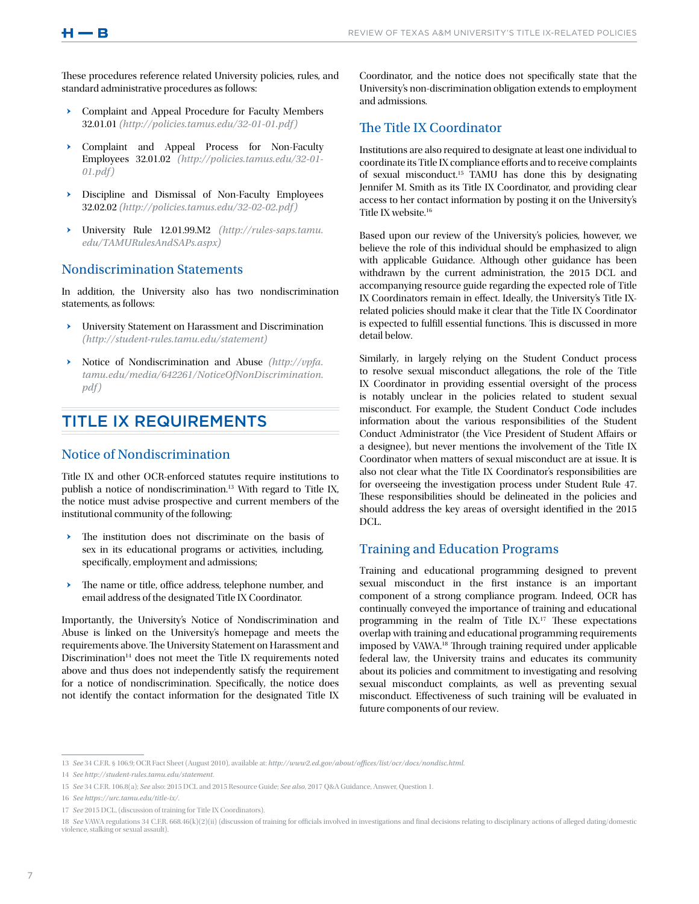These procedures reference related University policies, rules, and standard administrative procedures as follows:

- Complaint and Appeal Procedure for Faculty Members 32.01.01 *(http://policies.tamus.edu/32-01-01.pdf)*
- Complaint and Appeal Process for Non-Faculty Employees 32.01.02 *(http://policies.tamus.edu/32-01-01.pdf)*
- Discipline and Dismissal of Non-Faculty Employees 32.02.02 *(http://policies.tamus.edu/32-02-02.pdf)*
- University Rule 12.01.99.M2 *(http://rules-saps.tamu.edu/TAMURulesAndSAPs.aspx)*

### Nondiscrimination Statements

In addition, the University also has two nondiscrimination statements, as follows:

- University Statement on Harassment and Discrimination *(http://student-rules.tamu.edu/statement)*
- Notice of Nondiscrimination and Abuse *(http://vpfa.tamu.edu/media/642261/NoticeOfNonDiscrimination.pdf)*

## TITLE IX REQUIREMENTS

### Notice of Nondiscrimination

Title IX and other OCR-enforced statutes require institutions to publish a notice of nondiscrimination.[13] With regard to Title IX, the notice must advise prospective and current members of the institutional community of the following:

- The institution does not discriminate on the basis of sex in its educational programs or activities, including, specifically, employment and admissions;
- The name or title, office address, telephone number, and email address of the designated Title IX Coordinator.

Importantly, the University's Notice of Nondiscrimination and Abuse is linked on the University's homepage and meets the requirements above. The University Statement on Harassment and Discrimination[14] does not meet the Title IX requirements noted above and thus does not independently satisfy the requirement for a notice of nondiscrimination. Specifically, the notice does not identify the contact information for the designated Title IX Coordinator, and the notice does not specifically state that the University's non-discrimination obligation extends to employment and admissions.

### The Title IX Coordinator

Institutions are also required to designate at least one individual to coordinate its Title IX compliance efforts and to receive complaints of sexual misconduct.[15] TAMU has done this by designating Jennifer M. Smith as its Title IX Coordinator, and providing clear access to her contact information by posting it on the University's Title IX website.[16]

Based upon our review of the University's policies, however, we believe the role of this individual should be emphasized to align with applicable Guidance. Although other guidance has been withdrawn by the current administration, the 2015 DCL and accompanying resource guide regarding the expected role of Title IX Coordinators remain in effect. Ideally, the University's Title IX-related policies should make it clear that the Title IX Coordinator is expected to fulfill essential functions. This is discussed in more detail below.

Similarly, in largely relying on the Student Conduct process to resolve sexual misconduct allegations, the role of the Title IX Coordinator in providing essential oversight of the process is notably unclear in the policies related to student sexual misconduct. For example, the Student Conduct Code includes information about the various responsibilities of the Student Conduct Administrator (the Vice President of Student Affairs or a designee), but never mentions the involvement of the Title IX Coordinator when matters of sexual misconduct are at issue. It is also not clear what the Title IX Coordinator's responsibilities are for overseeing the investigation process under Student Rule 47. These responsibilities should be delineated in the policies and should address the key areas of oversight identified in the 2015 DCL.

### Training and Education Programs

Training and educational programming designed to prevent sexual misconduct in the first instance is an important component of a strong compliance program. Indeed, OCR has continually conveyed the importance of training and educational programming in the realm of Title IX.[17] These expectations overlap with training and educational programming requirements imposed by VAWA.[18] Through training required under applicable federal law, the University trains and educates its community about its policies and commitment to investigating and resolving sexual misconduct complaints, as well as preventing sexual misconduct. Effectiveness of such training will be evaluated in future components of our review.

---

13 *See* 34 C.F.R. § 106.9; OCR Fact Sheet (August 2010), available at: *http://www2.ed.gov/about/offices/list/ocr/docs/nondisc.html*.

14 *See http://student-rules.tamu.edu/statement.*

15 *See* 34 C.F.R. 106.8(a); *See* also: 2015 DCL and 2015 Resource Guide; *See also*, 2017 Q&A Guidance, Answer, Question 1.

16 *See https://urc.tamu.edu/title-ix/.*

17 *See* 2015 DCL, (discussion of training for Title IX Coordinators).

18 *See* VAWA regulations 34 C.F.R. 668.46(k)(2)(ii) (discussion of training for officials involved in investigations and final decisions relating to disciplinary actions of alleged dating/domestic violence, stalking or sexual assault).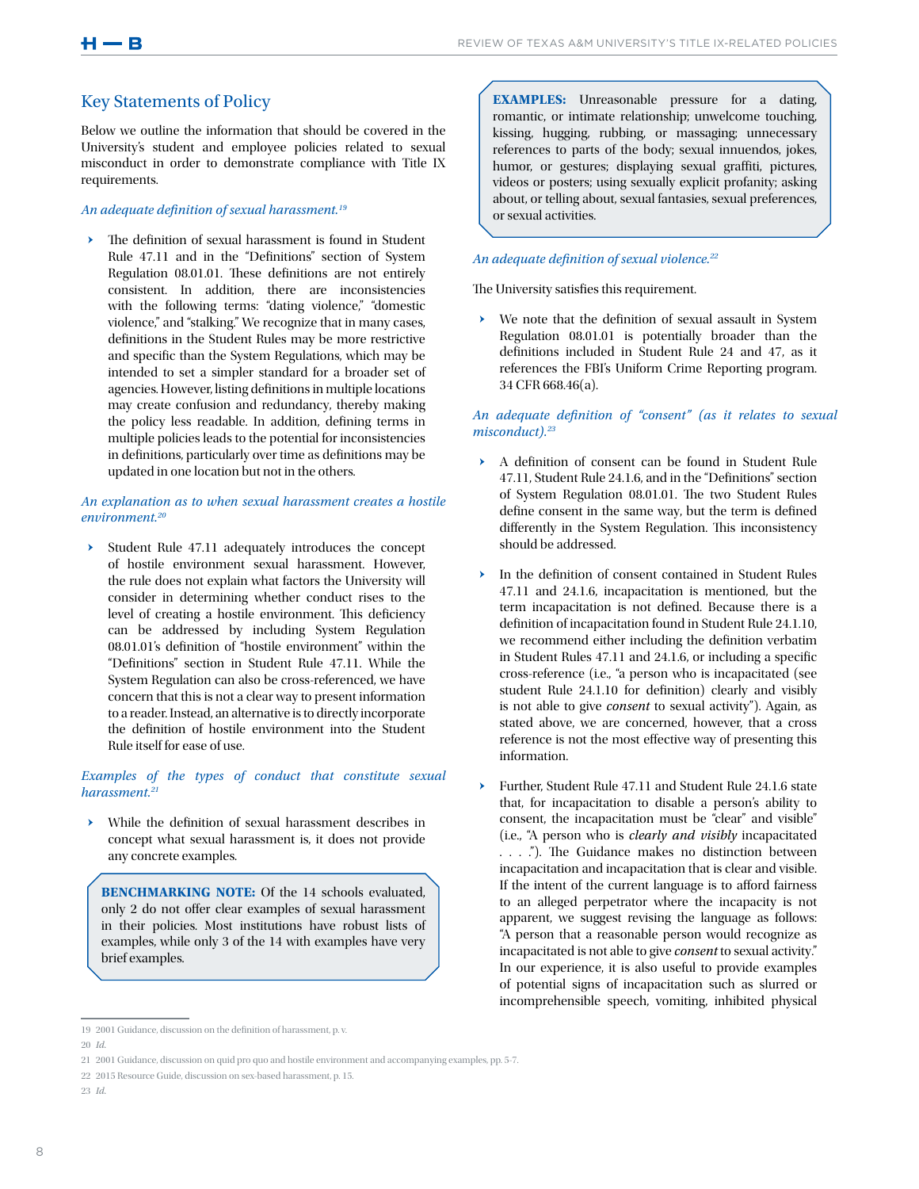## Key Statements of Policy

Below we outline the information that should be covered in the University's student and employee policies related to sexual misconduct in order to demonstrate compliance with Title IX requirements.

*An adequate definition of sexual harassment.*[19]

- The definition of sexual harassment is found in Student Rule 47.11 and in the "Definitions" section of System Regulation 08.01.01. These definitions are not entirely consistent. In addition, there are inconsistencies with the following terms: "dating violence," "domestic violence," and "stalking." We recognize that in many cases, definitions in the Student Rules may be more restrictive and specific than the System Regulations, which may be intended to set a simpler standard for a broader set of agencies. However, listing definitions in multiple locations may create confusion and redundancy, thereby making the policy less readable. In addition, defining terms in multiple policies leads to the potential for inconsistencies in definitions, particularly over time as definitions may be updated in one location but not in the others.

*An explanation as to when sexual harassment creates a hostile environment.*[20]

- Student Rule 47.11 adequately introduces the concept of hostile environment sexual harassment. However, the rule does not explain what factors the University will consider in determining whether conduct rises to the level of creating a hostile environment. This deficiency can be addressed by including System Regulation 08.01.01's definition of "hostile environment" within the "Definitions" section in Student Rule 47.11. While the System Regulation can also be cross-referenced, we have concern that this is not a clear way to present information to a reader. Instead, an alternative is to directly incorporate the definition of hostile environment into the Student Rule itself for ease of use.

*Examples of the types of conduct that constitute sexual harassment.*[21]

- While the definition of sexual harassment describes in concept what sexual harassment is, it does not provide any concrete examples.

> **BENCHMARKING NOTE:** Of the 14 schools evaluated, only 2 do not offer clear examples of sexual harassment in their policies. Most institutions have robust lists of examples, while only 3 of the 14 with examples have very brief examples.

> **EXAMPLES:** Unreasonable pressure for a dating, romantic, or intimate relationship; unwelcome touching, kissing, hugging, rubbing, or massaging; unnecessary references to parts of the body; sexual innuendos, jokes, humor, or gestures; displaying sexual graffiti, pictures, videos or posters; using sexually explicit profanity; asking about, or telling about, sexual fantasies, sexual preferences, or sexual activities.

*An adequate definition of sexual violence.*[22]

The University satisfies this requirement.

- We note that the definition of sexual assault in System Regulation 08.01.01 is potentially broader than the definitions included in Student Rule 24 and 47, as it references the FBI's Uniform Crime Reporting program. 34 CFR 668.46(a).

*An adequate definition of "consent" (as it relates to sexual misconduct).*[23]

- A definition of consent can be found in Student Rule 47.11, Student Rule 24.1.6, and in the "Definitions" section of System Regulation 08.01.01. The two Student Rules define consent in the same way, but the term is defined differently in the System Regulation. This inconsistency should be addressed.

- In the definition of consent contained in Student Rules 47.11 and 24.1.6, incapacitation is mentioned, but the term incapacitation is not defined. Because there is a definition of incapacitation found in Student Rule 24.1.10, we recommend either including the definition verbatim in Student Rules 47.11 and 24.1.6, or including a specific cross-reference (i.e., "a person who is incapacitated (see student Rule 24.1.10 for definition) clearly and visibly is not able to give *consent* to sexual activity"). Again, as stated above, we are concerned, however, that a cross reference is not the most effective way of presenting this information.

- Further, Student Rule 47.11 and Student Rule 24.1.6 state that, for incapacitation to disable a person's ability to consent, the incapacitation must be "clear" and visible" (i.e., "A person who is *clearly and visibly* incapacitated . . . ."). The Guidance makes no distinction between incapacitation and incapacitation that is clear and visible. If the intent of the current language is to afford fairness to an alleged perpetrator where the incapacity is not apparent, we suggest revising the language as follows: "A person that a reasonable person would recognize as incapacitated is not able to give *consent* to sexual activity." In our experience, it is also useful to provide examples of potential signs of incapacitation such as slurred or incomprehensible speech, vomiting, inhibited physical

---

19 2001 Guidance, discussion on the definition of harassment, p. v.

20 *Id.*

21 2001 Guidance, discussion on quid pro quo and hostile environment and accompanying examples, pp. 5-7.

22 2015 Resource Guide, discussion on sex-based harassment, p. 15.

23 *Id.*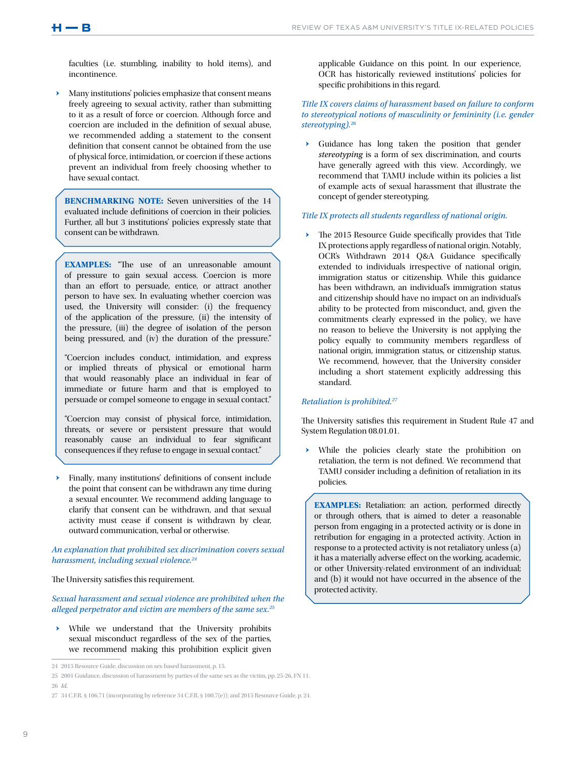faculties (i.e. stumbling, inability to hold items), and incontinence.

- Many institutions' policies emphasize that consent means freely agreeing to sexual activity, rather than submitting to it as a result of force or coercion. Although force and coercion are included in the definition of sexual abuse, we recommended adding a statement to the consent definition that consent cannot be obtained from the use of physical force, intimidation, or coercion if these actions prevent an individual from freely choosing whether to have sexual contact.

> **BENCHMARKING NOTE:** Seven universities of the 14 evaluated include definitions of coercion in their policies. Further, all but 3 institutions' policies expressly state that consent can be withdrawn.

> **EXAMPLES:** "The use of an unreasonable amount of pressure to gain sexual access. Coercion is more than an effort to persuade, entice, or attract another person to have sex. In evaluating whether coercion was used, the University will consider: (i) the frequency of the application of the pressure, (ii) the intensity of the pressure, (iii) the degree of isolation of the person being pressured, and (iv) the duration of the pressure."
>
> "Coercion includes conduct, intimidation, and express or implied threats of physical or emotional harm that would reasonably place an individual in fear of immediate or future harm and that is employed to persuade or compel someone to engage in sexual contact."
>
> "Coercion may consist of physical force, intimidation, threats, or severe or persistent pressure that would reasonably cause an individual to fear significant consequences if they refuse to engage in sexual contact."

- Finally, many institutions' definitions of consent include the point that consent can be withdrawn any time during a sexual encounter. We recommend adding language to clarify that consent can be withdrawn, and that sexual activity must cease if consent is withdrawn by clear, outward communication, verbal or otherwise.

*An explanation that prohibited sex discrimination covers sexual harassment, including sexual violence.*[24]

The University satisfies this requirement.

*Sexual harassment and sexual violence are prohibited when the alleged perpetrator and victim are members of the same sex.*[25]

- While we understand that the University prohibits sexual misconduct regardless of the sex of the parties, we recommend making this prohibition explicit given applicable Guidance on this point. In our experience, OCR has historically reviewed institutions' policies for specific prohibitions in this regard.

*Title IX covers claims of harassment based on failure to conform to stereotypical notions of masculinity or femininity (i.e. gender stereotyping).*[26]

- Guidance has long taken the position that gender *stereotyping* is a form of sex discrimination, and courts have generally agreed with this view. Accordingly, we recommend that TAMU include within its policies a list of example acts of sexual harassment that illustrate the concept of gender stereotyping.

*Title IX protects all students regardless of national origin.*

- The 2015 Resource Guide specifically provides that Title IX protections apply regardless of national origin. Notably, OCR's Withdrawn 2014 Q&A Guidance specifically extended to individuals irrespective of national origin, immigration status or citizenship. While this guidance has been withdrawn, an individual's immigration status and citizenship should have no impact on an individual's ability to be protected from misconduct, and, given the commitments clearly expressed in the policy, we have no reason to believe the University is not applying the policy equally to community members regardless of national origin, immigration status, or citizenship status. We recommend, however, that the University consider including a short statement explicitly addressing this standard.

*Retaliation is prohibited.*[27]

The University satisfies this requirement in Student Rule 47 and System Regulation 08.01.01.

- While the policies clearly state the prohibition on retaliation, the term is not defined. We recommend that TAMU consider including a definition of retaliation in its policies.

> **EXAMPLES:** Retaliation: an action, performed directly or through others, that is aimed to deter a reasonable person from engaging in a protected activity or is done in retribution for engaging in a protected activity. Action in response to a protected activity is not retaliatory unless (a) it has a materially adverse effect on the working, academic, or other University-related environment of an individual; and (b) it would not have occurred in the absence of the protected activity.

---

24 2015 Resource Guide, discussion on sex-based harassment, p. 15.

25 2001 Guidance, discussion of harassment by parties of the same sex as the victim, pp. 25-26, FN 11.

26 *Id.*

27 34 C.F.R. § 106.71 (incorporating by reference 34 C.F.R. § 100.7(e)); and 2015 Resource Guide, p. 24.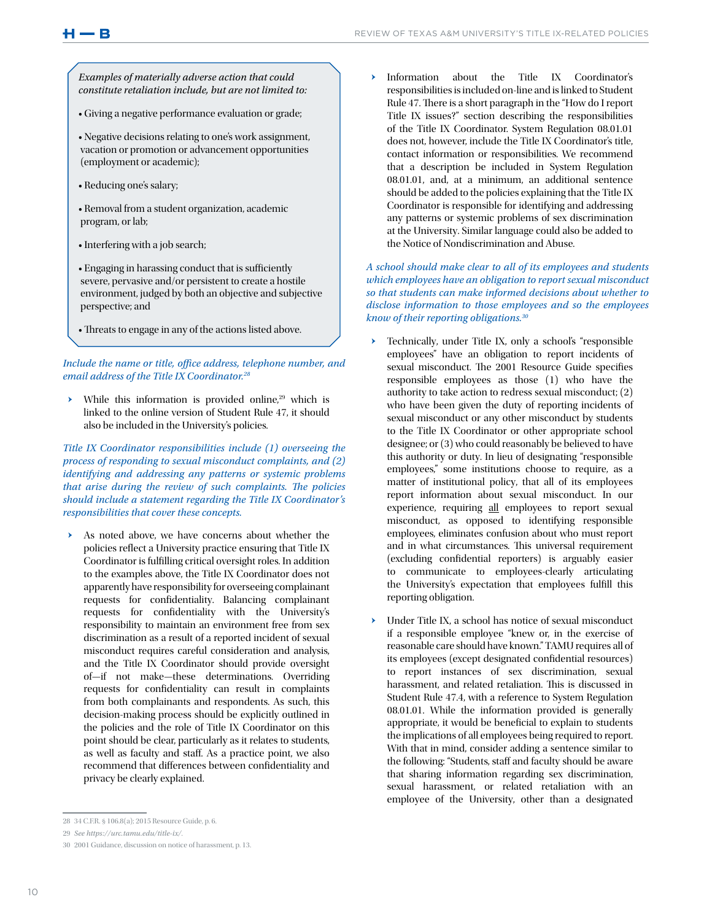*Examples of materially adverse action that could constitute retaliation include, but are not limited to:*

- Giving a negative performance evaluation or grade;
- Negative decisions relating to one's work assignment, vacation or promotion or advancement opportunities (employment or academic);
- Reducing one's salary;
- Removal from a student organization, academic program, or lab;
- Interfering with a job search;
- Engaging in harassing conduct that is sufficiently severe, pervasive and/or persistent to create a hostile environment, judged by both an objective and subjective perspective; and
- Threats to engage in any of the actions listed above.

*Include the name or title, office address, telephone number, and email address of the Title IX Coordinator.*[28]

- While this information is provided online,[29] which is linked to the online version of Student Rule 47, it should also be included in the University's policies.

*Title IX Coordinator responsibilities include (1) overseeing the process of responding to sexual misconduct complaints, and (2) identifying and addressing any patterns or systemic problems that arise during the review of such complaints. The policies should include a statement regarding the Title IX Coordinator's responsibilities that cover these concepts.*

- As noted above, we have concerns about whether the policies reflect a University practice ensuring that Title IX Coordinator is fulfilling critical oversight roles. In addition to the examples above, the Title IX Coordinator does not apparently have responsibility for overseeing complainant requests for confidentiality. Balancing complainant requests for confidentiality with the University's responsibility to maintain an environment free from sex discrimination as a result of a reported incident of sexual misconduct requires careful consideration and analysis, and the Title IX Coordinator should provide oversight of—if not make—these determinations. Overriding requests for confidentiality can result in complaints from both complainants and respondents. As such, this decision-making process should be explicitly outlined in the policies and the role of Title IX Coordinator on this point should be clear, particularly as it relates to students, as well as faculty and staff. As a practice point, we also recommend that differences between confidentiality and privacy be clearly explained.

- Information about the Title IX Coordinator's responsibilities is included on-line and is linked to Student Rule 47. There is a short paragraph in the "How do I report Title IX issues?" section describing the responsibilities of the Title IX Coordinator. System Regulation 08.01.01 does not, however, include the Title IX Coordinator's title, contact information or responsibilities. We recommend that a description be included in System Regulation 08.01.01, and, at a minimum, an additional sentence should be added to the policies explaining that the Title IX Coordinator is responsible for identifying and addressing any patterns or systemic problems of sex discrimination at the University. Similar language could also be added to the Notice of Nondiscrimination and Abuse.

*A school should make clear to all of its employees and students which employees have an obligation to report sexual misconduct so that students can make informed decisions about whether to disclose information to those employees and so the employees know of their reporting obligations.*[30]

- Technically, under Title IX, only a school's "responsible employees" have an obligation to report incidents of sexual misconduct. The 2001 Resource Guide specifies responsible employees as those (1) who have the authority to take action to redress sexual misconduct; (2) who have been given the duty of reporting incidents of sexual misconduct or any other misconduct by students to the Title IX Coordinator or other appropriate school designee; or (3) who could reasonably be believed to have this authority or duty. In lieu of designating "responsible employees," some institutions choose to require, as a matter of institutional policy, that all of its employees report information about sexual misconduct. In our experience, requiring all employees to report sexual misconduct, as opposed to identifying responsible employees, eliminates confusion about who must report and in what circumstances. This universal requirement (excluding confidential reporters) is arguably easier to communicate to employees-clearly articulating the University's expectation that employees fulfill this reporting obligation.

- Under Title IX, a school has notice of sexual misconduct if a responsible employee "knew or, in the exercise of reasonable care should have known." TAMU requires all of its employees (except designated confidential resources) to report instances of sex discrimination, sexual harassment, and related retaliation. This is discussed in Student Rule 47.4, with a reference to System Regulation 08.01.01. While the information provided is generally appropriate, it would be beneficial to explain to students the implications of all employees being required to report. With that in mind, consider adding a sentence similar to the following: "Students, staff and faculty should be aware that sharing information regarding sex discrimination, sexual harassment, or related retaliation with an employee of the University, other than a designated

---

28 34 C.F.R. § 106.8(a); 2015 Resource Guide, p. 6.

29 *See https://urc.tamu.edu/title-ix/.*

30 2001 Guidance, discussion on notice of harassment, p. 13.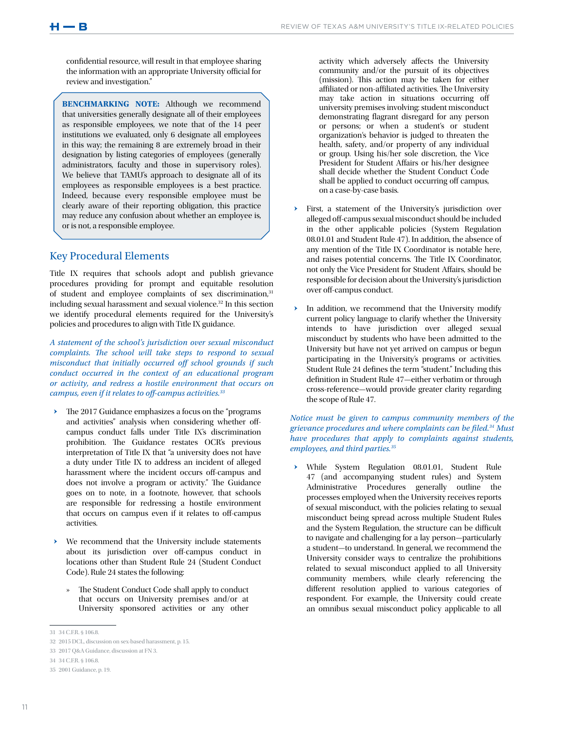confidential resource, will result in that employee sharing the information with an appropriate University official for review and investigation."

> **BENCHMARKING NOTE:** Although we recommend that universities generally designate all of their employees as responsible employees, we note that of the 14 peer institutions we evaluated, only 6 designate all employees in this way; the remaining 8 are extremely broad in their designation by listing categories of employees (generally administrators, faculty and those in supervisory roles). We believe that TAMU's approach to designate all of its employees as responsible employees is a best practice. Indeed, because every responsible employee must be clearly aware of their reporting obligation, this practice may reduce any confusion about whether an employee is, or is not, a responsible employee.

## Key Procedural Elements

Title IX requires that schools adopt and publish grievance procedures providing for prompt and equitable resolution of student and employee complaints of sex discrimination,[31] including sexual harassment and sexual violence.[32] In this section we identify procedural elements required for the University's policies and procedures to align with Title IX guidance.

*A statement of the school's jurisdiction over sexual misconduct complaints. The school will take steps to respond to sexual misconduct that initially occurred off school grounds if such conduct occurred in the context of an educational program or activity, and redress a hostile environment that occurs on campus, even if it relates to off-campus activities.[33]*

- The 2017 Guidance emphasizes a focus on the "programs and activities" analysis when considering whether off-campus conduct falls under Title IX's discrimination prohibition. The Guidance restates OCR's previous interpretation of Title IX that "a university does not have a duty under Title IX to address an incident of alleged harassment where the incident occurs off-campus and does not involve a program or activity." The Guidance goes on to note, however, that schools are responsible for redressing a hostile environment that occurs on campus even if it relates to off-campus activities.

- We recommend that the University include statements about its jurisdiction over off-campus conduct in locations other than Student Rule 24 (Student Conduct Code). Rule 24 states the following:

  - The Student Conduct Code shall apply to conduct that occurs on University premises and/or at University sponsored activities or any other activity which adversely affects the University community and/or the pursuit of its objectives (mission). This action may be taken for either affiliated or non-affiliated activities. The University may take action in situations occurring off university premises involving: student misconduct demonstrating flagrant disregard for any person or persons; or when a student's or student organization's behavior is judged to threaten the health, safety, and/or property of any individual or group. Using his/her sole discretion, the Vice President for Student Affairs or his/her designee shall decide whether the Student Conduct Code shall be applied to conduct occurring off campus, on a case-by-case basis.

- First, a statement of the University's jurisdiction over alleged off-campus sexual misconduct should be included in the other applicable policies (System Regulation 08.01.01 and Student Rule 47). In addition, the absence of any mention of the Title IX Coordinator is notable here, and raises potential concerns. The Title IX Coordinator, not only the Vice President for Student Affairs, should be responsible for decision about the University's jurisdiction over off-campus conduct.

- In addition, we recommend that the University modify current policy language to clarify whether the University intends to have jurisdiction over alleged sexual misconduct by students who have been admitted to the University but have not yet arrived on campus or begun participating in the University's programs or activities. Student Rule 24 defines the term "student." Including this definition in Student Rule 47—either verbatim or through cross-reference—would provide greater clarity regarding the scope of Rule 47.

*Notice must be given to campus community members of the grievance procedures and where complaints can be filed.[34] Must have procedures that apply to complaints against students, employees, and third parties.[35]*

- While System Regulation 08.01.01, Student Rule 47 (and accompanying student rules) and System Administrative Procedures generally outline the processes employed when the University receives reports of sexual misconduct, with the policies relating to sexual misconduct being spread across multiple Student Rules and the System Regulation, the structure can be difficult to navigate and challenging for a lay person—particularly a student—to understand. In general, we recommend the University consider ways to centralize the prohibitions related to sexual misconduct applied to all University community members, while clearly referencing the different resolution applied to various categories of respondent. For example, the University could create an omnibus sexual misconduct policy applicable to all

---

31 34 C.F.R. § 106.8.

32 2015 DCL, discussion on sex-based harassment, p. 15.

33 2017 Q&A Guidance, discussion at FN 3.

34 34 C.F.R. § 106.8.

35 2001 Guidance, p. 19.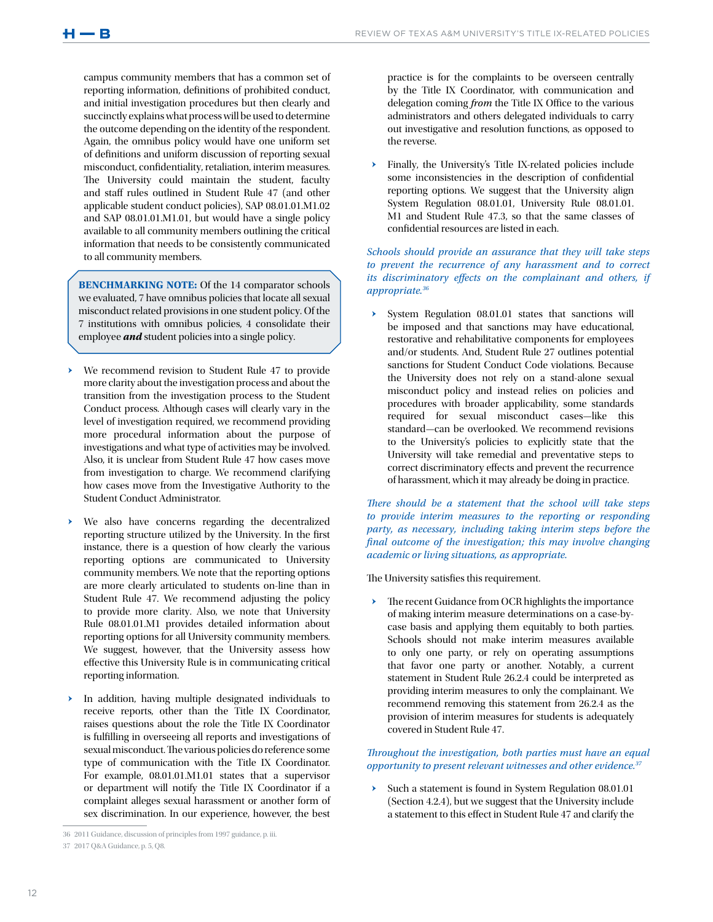campus community members that has a common set of reporting information, definitions of prohibited conduct, and initial investigation procedures but then clearly and succinctly explains what process will be used to determine the outcome depending on the identity of the respondent. Again, the omnibus policy would have one uniform set of definitions and uniform discussion of reporting sexual misconduct, confidentiality, retaliation, interim measures. The University could maintain the student, faculty and staff rules outlined in Student Rule 47 (and other applicable student conduct policies), SAP 08.01.01.M1.02 and SAP 08.01.01.M1.01, but would have a single policy available to all community members outlining the critical information that needs to be consistently communicated to all community members.

> **BENCHMARKING NOTE:** Of the 14 comparator schools we evaluated, 7 have omnibus policies that locate all sexual misconduct related provisions in one student policy. Of the 7 institutions with omnibus policies, 4 consolidate their employee ***and*** student policies into a single policy.

- We recommend revision to Student Rule 47 to provide more clarity about the investigation process and about the transition from the investigation process to the Student Conduct process. Although cases will clearly vary in the level of investigation required, we recommend providing more procedural information about the purpose of investigations and what type of activities may be involved. Also, it is unclear from Student Rule 47 how cases move from investigation to charge. We recommend clarifying how cases move from the Investigative Authority to the Student Conduct Administrator.

- We also have concerns regarding the decentralized reporting structure utilized by the University. In the first instance, there is a question of how clearly the various reporting options are communicated to University community members. We note that the reporting options are more clearly articulated to students on-line than in Student Rule 47. We recommend adjusting the policy to provide more clarity. Also, we note that University Rule 08.01.01.M1 provides detailed information about reporting options for all University community members. We suggest, however, that the University assess how effective this University Rule is in communicating critical reporting information.

- In addition, having multiple designated individuals to receive reports, other than the Title IX Coordinator, raises questions about the role the Title IX Coordinator is fulfilling in overseeing all reports and investigations of sexual misconduct. The various policies do reference some type of communication with the Title IX Coordinator. For example, 08.01.01.M1.01 states that a supervisor or department will notify the Title IX Coordinator if a complaint alleges sexual harassment or another form of sex discrimination. In our experience, however, the best practice is for the complaints to be overseen centrally by the Title IX Coordinator, with communication and delegation coming *from* the Title IX Office to the various administrators and others delegated individuals to carry out investigative and resolution functions, as opposed to the reverse.

- Finally, the University's Title IX-related policies include some inconsistencies in the description of confidential reporting options. We suggest that the University align System Regulation 08.01.01, University Rule 08.01.01.M1 and Student Rule 47.3, so that the same classes of confidential resources are listed in each.

*Schools should provide an assurance that they will take steps to prevent the recurrence of any harassment and to correct its discriminatory effects on the complainant and others, if appropriate.*[36]

- System Regulation 08.01.01 states that sanctions will be imposed and that sanctions may have educational, restorative and rehabilitative components for employees and/or students. And, Student Rule 27 outlines potential sanctions for Student Conduct Code violations. Because the University does not rely on a stand-alone sexual misconduct policy and instead relies on policies and procedures with broader applicability, some standards required for sexual misconduct cases—like this standard—can be overlooked. We recommend revisions to the University's policies to explicitly state that the University will take remedial and preventative steps to correct discriminatory effects and prevent the recurrence of harassment, which it may already be doing in practice.

*There should be a statement that the school will take steps to provide interim measures to the reporting or responding party, as necessary, including taking interim steps before the final outcome of the investigation; this may involve changing academic or living situations, as appropriate.*

The University satisfies this requirement.

- The recent Guidance from OCR highlights the importance of making interim measure determinations on a case-by-case basis and applying them equitably to both parties. Schools should not make interim measures available to only one party, or rely on operating assumptions that favor one party or another. Notably, a current statement in Student Rule 26.2.4 could be interpreted as providing interim measures to only the complainant. We recommend removing this statement from 26.2.4 as the provision of interim measures for students is adequately covered in Student Rule 47.

*Throughout the investigation, both parties must have an equal opportunity to present relevant witnesses and other evidence.*[37]

- Such a statement is found in System Regulation 08.01.01 (Section 4.2.4), but we suggest that the University include a statement to this effect in Student Rule 47 and clarify the

36 2011 Guidance, discussion of principles from 1997 guidance, p. iii.

37 2017 Q&A Guidance, p. 5, Q8.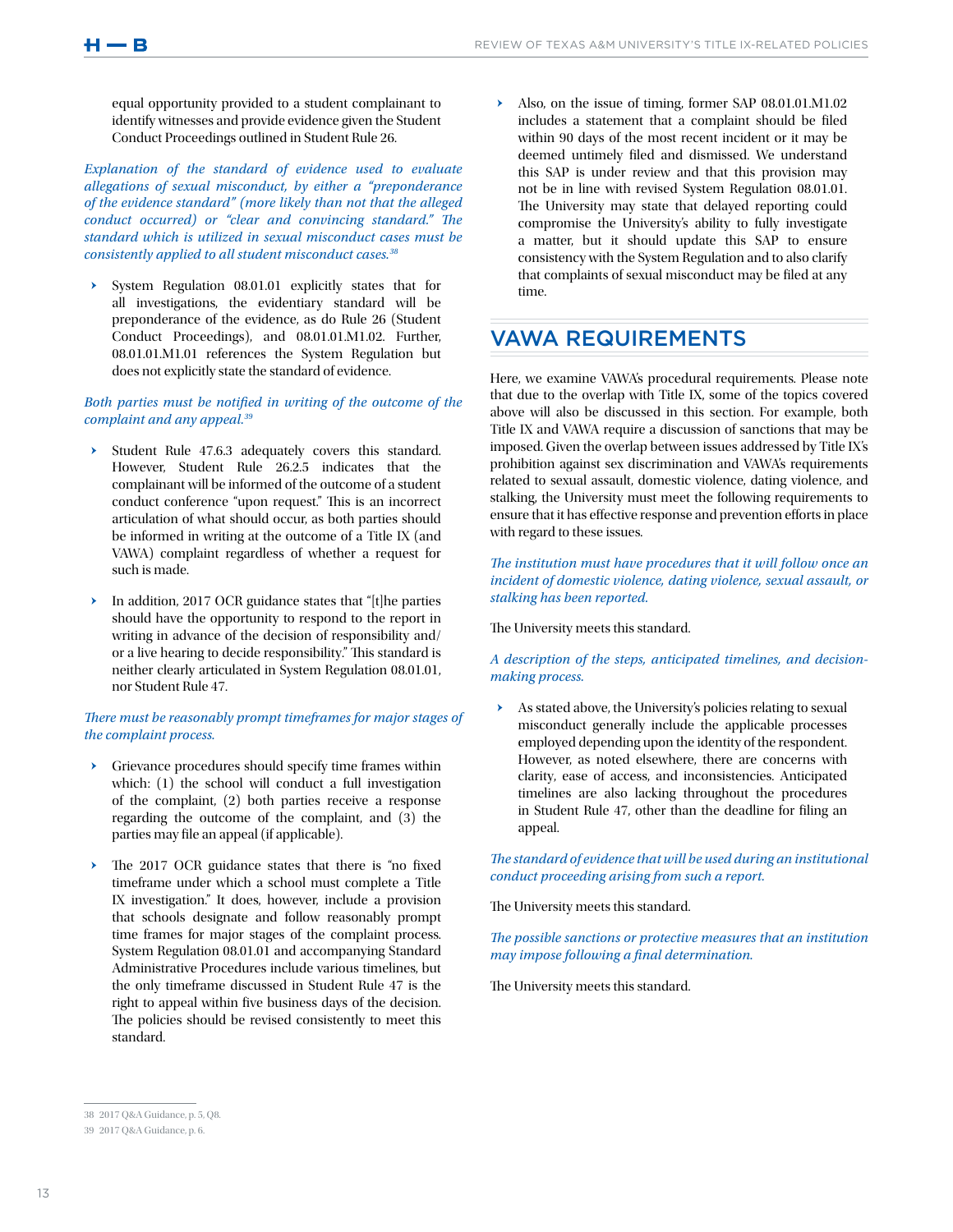equal opportunity provided to a student complainant to identify witnesses and provide evidence given the Student Conduct Proceedings outlined in Student Rule 26.

*Explanation of the standard of evidence used to evaluate allegations of sexual misconduct, by either a "preponderance of the evidence standard" (more likely than not that the alleged conduct occurred) or "clear and convincing standard." The standard which is utilized in sexual misconduct cases must be consistently applied to all student misconduct cases.*[38]

- System Regulation 08.01.01 explicitly states that for all investigations, the evidentiary standard will be preponderance of the evidence, as do Rule 26 (Student Conduct Proceedings), and 08.01.01.M1.02. Further, 08.01.01.M1.01 references the System Regulation but does not explicitly state the standard of evidence.

*Both parties must be notified in writing of the outcome of the complaint and any appeal.*[39]

- Student Rule 47.6.3 adequately covers this standard. However, Student Rule 26.2.5 indicates that the complainant will be informed of the outcome of a student conduct conference "upon request." This is an incorrect articulation of what should occur, as both parties should be informed in writing at the outcome of a Title IX (and VAWA) complaint regardless of whether a request for such is made.
- In addition, 2017 OCR guidance states that "[t]he parties should have the opportunity to respond to the report in writing in advance of the decision of responsibility and/or a live hearing to decide responsibility." This standard is neither clearly articulated in System Regulation 08.01.01, nor Student Rule 47.

*There must be reasonably prompt timeframes for major stages of the complaint process.*

- Grievance procedures should specify time frames within which: (1) the school will conduct a full investigation of the complaint, (2) both parties receive a response regarding the outcome of the complaint, and (3) the parties may file an appeal (if applicable).
- The 2017 OCR guidance states that there is "no fixed timeframe under which a school must complete a Title IX investigation." It does, however, include a provision that schools designate and follow reasonably prompt time frames for major stages of the complaint process. System Regulation 08.01.01 and accompanying Standard Administrative Procedures include various timelines, but the only timeframe discussed in Student Rule 47 is the right to appeal within five business days of the decision. The policies should be revised consistently to meet this standard.
- Also, on the issue of timing, former SAP 08.01.01.M1.02 includes a statement that a complaint should be filed within 90 days of the most recent incident or it may be deemed untimely filed and dismissed. We understand this SAP is under review and that this provision may not be in line with revised System Regulation 08.01.01. The University may state that delayed reporting could compromise the University's ability to fully investigate a matter, but it should update this SAP to ensure consistency with the System Regulation and to also clarify that complaints of sexual misconduct may be filed at any time.

## VAWA REQUIREMENTS

Here, we examine VAWA's procedural requirements. Please note that due to the overlap with Title IX, some of the topics covered above will also be discussed in this section. For example, both Title IX and VAWA require a discussion of sanctions that may be imposed. Given the overlap between issues addressed by Title IX's prohibition against sex discrimination and VAWA's requirements related to sexual assault, domestic violence, dating violence, and stalking, the University must meet the following requirements to ensure that it has effective response and prevention efforts in place with regard to these issues.

*The institution must have procedures that it will follow once an incident of domestic violence, dating violence, sexual assault, or stalking has been reported.*

The University meets this standard.

*A description of the steps, anticipated timelines, and decision-making process.*

- As stated above, the University's policies relating to sexual misconduct generally include the applicable processes employed depending upon the identity of the respondent. However, as noted elsewhere, there are concerns with clarity, ease of access, and inconsistencies. Anticipated timelines are also lacking throughout the procedures in Student Rule 47, other than the deadline for filing an appeal.

*The standard of evidence that will be used during an institutional conduct proceeding arising from such a report.*

The University meets this standard.

*The possible sanctions or protective measures that an institution may impose following a final determination.*

The University meets this standard.

---

38 2017 Q&A Guidance, p. 5, Q8.

39 2017 Q&A Guidance, p. 6.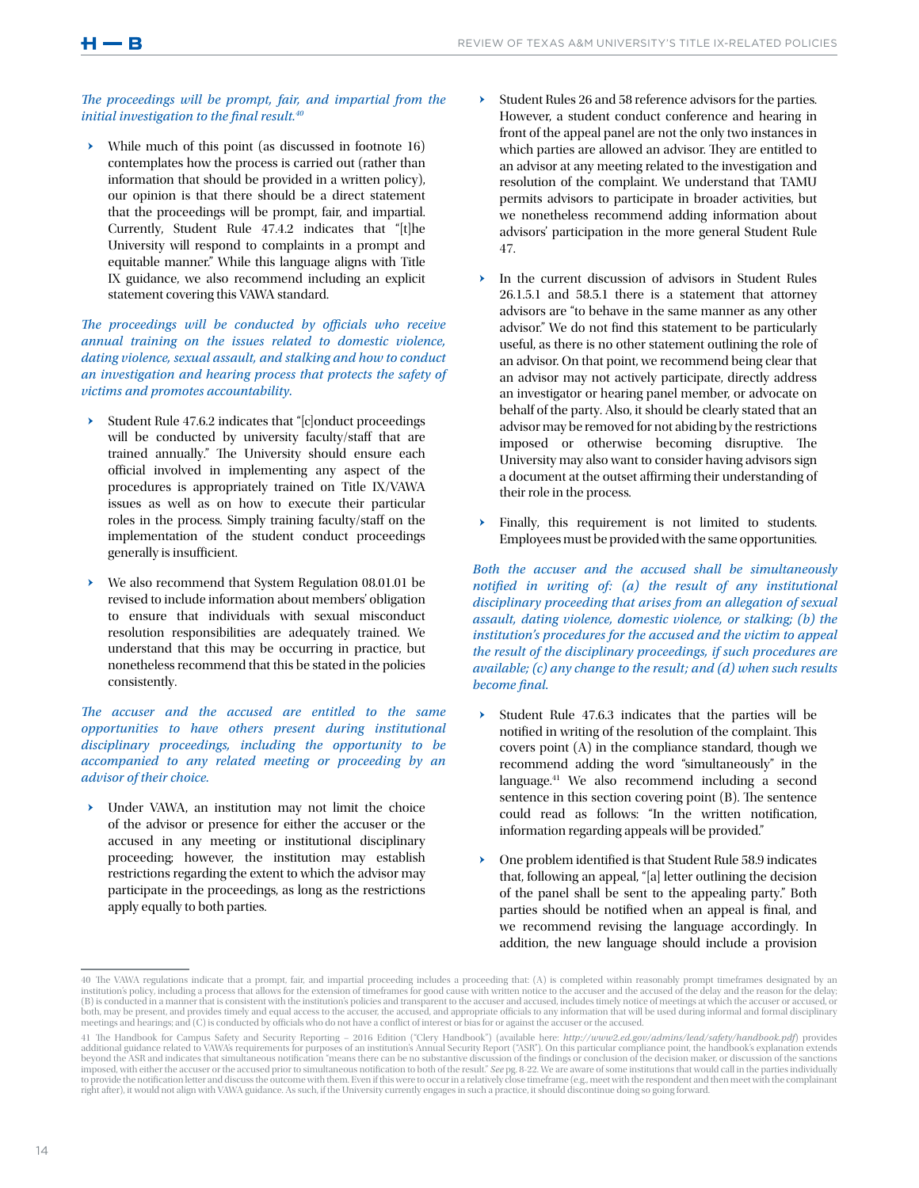*The proceedings will be prompt, fair, and impartial from the initial investigation to the final result.*[40]

- While much of this point (as discussed in footnote 16) contemplates how the process is carried out (rather than information that should be provided in a written policy), our opinion is that there should be a direct statement that the proceedings will be prompt, fair, and impartial. Currently, Student Rule 47.4.2 indicates that "[t]he University will respond to complaints in a prompt and equitable manner." While this language aligns with Title IX guidance, we also recommend including an explicit statement covering this VAWA standard.

*The proceedings will be conducted by officials who receive annual training on the issues related to domestic violence, dating violence, sexual assault, and stalking and how to conduct an investigation and hearing process that protects the safety of victims and promotes accountability.*

- Student Rule 47.6.2 indicates that "[c]onduct proceedings will be conducted by university faculty/staff that are trained annually." The University should ensure each official involved in implementing any aspect of the procedures is appropriately trained on Title IX/VAWA issues as well as on how to execute their particular roles in the process. Simply training faculty/staff on the implementation of the student conduct proceedings generally is insufficient.
- We also recommend that System Regulation 08.01.01 be revised to include information about members' obligation to ensure that individuals with sexual misconduct resolution responsibilities are adequately trained. We understand that this may be occurring in practice, but nonetheless recommend that this be stated in the policies consistently.

*The accuser and the accused are entitled to the same opportunities to have others present during institutional disciplinary proceedings, including the opportunity to be accompanied to any related meeting or proceeding by an advisor of their choice.*

- Under VAWA, an institution may not limit the choice of the advisor or presence for either the accuser or the accused in any meeting or institutional disciplinary proceeding; however, the institution may establish restrictions regarding the extent to which the advisor may participate in the proceedings, as long as the restrictions apply equally to both parties.
- Student Rules 26 and 58 reference advisors for the parties. However, a student conduct conference and hearing in front of the appeal panel are not the only two instances in which parties are allowed an advisor. They are entitled to an advisor at any meeting related to the investigation and resolution of the complaint. We understand that TAMU permits advisors to participate in broader activities, but we nonetheless recommend adding information about advisors' participation in the more general Student Rule 47.
- In the current discussion of advisors in Student Rules 26.1.5.1 and 58.5.1 there is a statement that attorney advisors are "to behave in the same manner as any other advisor." We do not find this statement to be particularly useful, as there is no other statement outlining the role of an advisor. On that point, we recommend being clear that an advisor may not actively participate, directly address an investigator or hearing panel member, or advocate on behalf of the party. Also, it should be clearly stated that an advisor may be removed for not abiding by the restrictions imposed or otherwise becoming disruptive. The University may also want to consider having advisors sign a document at the outset affirming their understanding of their role in the process.
- Finally, this requirement is not limited to students. Employees must be provided with the same opportunities.

*Both the accuser and the accused shall be simultaneously notified in writing of: (a) the result of any institutional disciplinary proceeding that arises from an allegation of sexual assault, dating violence, domestic violence, or stalking; (b) the institution's procedures for the accused and the victim to appeal the result of the disciplinary proceedings, if such procedures are available; (c) any change to the result; and (d) when such results become final.*

- Student Rule 47.6.3 indicates that the parties will be notified in writing of the resolution of the complaint. This covers point (A) in the compliance standard, though we recommend adding the word "simultaneously" in the language.[41] We also recommend including a second sentence in this section covering point (B). The sentence could read as follows: "In the written notification, information regarding appeals will be provided."
- One problem identified is that Student Rule 58.9 indicates that, following an appeal, "[a] letter outlining the decision of the panel shall be sent to the appealing party." Both parties should be notified when an appeal is final, and we recommend revising the language accordingly. In addition, the new language should include a provision

---

40 The VAWA regulations indicate that a prompt, fair, and impartial proceeding includes a proceeding that: (A) is completed within reasonably prompt timeframes designated by an institution's policy, including a process that allows for the extension of timeframes for good cause with written notice to the accuser and the accused of the delay and the reason for the delay; (B) is conducted in a manner that is consistent with the institution's policies and transparent to the accuser and accused, includes timely notice of meetings at which the accuser or accused, or both, may be present, and provides timely and equal access to the accuser, the accused, and appropriate officials to any information that will be used during informal and formal disciplinary meetings and hearings; and (C) is conducted by officials who do not have a conflict of interest or bias for or against the accuser or the accused.

41 The Handbook for Campus Safety and Security Reporting – 2016 Edition ("Clery Handbook") (available here: *http://www2.ed.gov/admins/lead/safety/handbook.pdf*) provides additional guidance related to VAWA's requirements for purposes of an institution's Annual Security Report ("ASR"). On this particular compliance point, the handbook's explanation extends beyond the ASR and indicates that simultaneous notification "means there can be no substantive discussion of the findings or conclusion of the decision maker, or discussion of the sanctions imposed, with either the accuser or the accused prior to simultaneous notification to both of the result." *See* pg. 8-22. We are aware of some institutions that would call in the parties individually to provide the notification letter and discuss the outcome with them. Even if this were to occur in a relatively close timeframe (e.g., meet with the respondent and then meet with the complainant right after), it would not align with VAWA guidance. As such, if the University currently engages in such a practice, it should discontinue doing so going forward.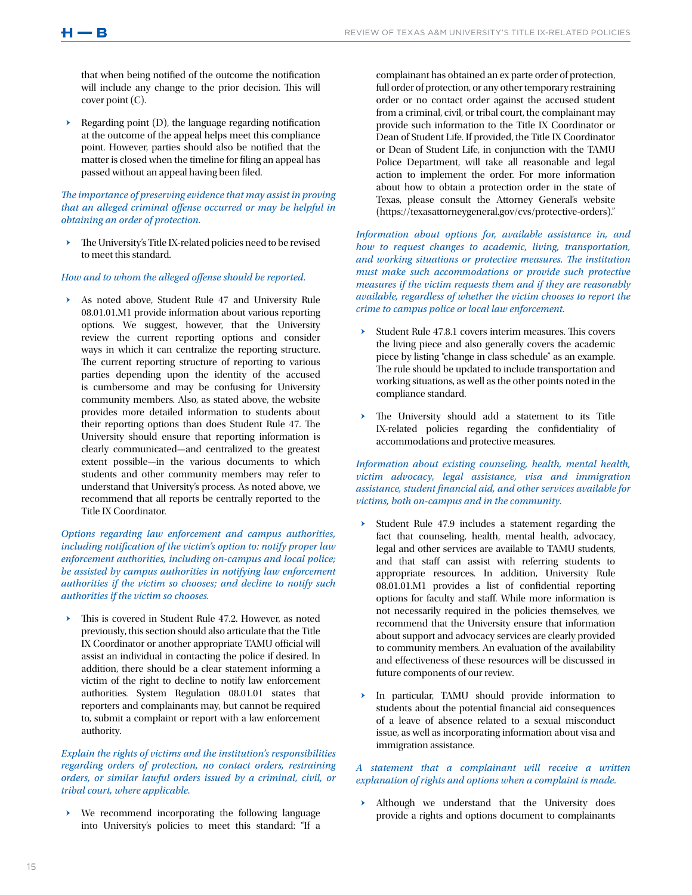that when being notified of the outcome the notification will include any change to the prior decision. This will cover point (C).

- Regarding point (D), the language regarding notification at the outcome of the appeal helps meet this compliance point. However, parties should also be notified that the matter is closed when the timeline for filing an appeal has passed without an appeal having been filed.

*The importance of preserving evidence that may assist in proving that an alleged criminal offense occurred or may be helpful in obtaining an order of protection.*

- The University's Title IX-related policies need to be revised to meet this standard.

*How and to whom the alleged offense should be reported.*

- As noted above, Student Rule 47 and University Rule 08.01.01.M1 provide information about various reporting options. We suggest, however, that the University review the current reporting options and consider ways in which it can centralize the reporting structure. The current reporting structure of reporting to various parties depending upon the identity of the accused is cumbersome and may be confusing for University community members. Also, as stated above, the website provides more detailed information to students about their reporting options than does Student Rule 47. The University should ensure that reporting information is clearly communicated—and centralized to the greatest extent possible—in the various documents to which students and other community members may refer to understand that University's process. As noted above, we recommend that all reports be centrally reported to the Title IX Coordinator.

*Options regarding law enforcement and campus authorities, including notification of the victim's option to: notify proper law enforcement authorities, including on-campus and local police; be assisted by campus authorities in notifying law enforcement authorities if the victim so chooses; and decline to notify such authorities if the victim so chooses.*

- This is covered in Student Rule 47.2. However, as noted previously, this section should also articulate that the Title IX Coordinator or another appropriate TAMU official will assist an individual in contacting the police if desired. In addition, there should be a clear statement informing a victim of the right to decline to notify law enforcement authorities. System Regulation 08.01.01 states that reporters and complainants may, but cannot be required to, submit a complaint or report with a law enforcement authority.

*Explain the rights of victims and the institution's responsibilities regarding orders of protection, no contact orders, restraining orders, or similar lawful orders issued by a criminal, civil, or tribal court, where applicable.*

- We recommend incorporating the following language into University's policies to meet this standard: "If a complainant has obtained an ex parte order of protection, full order of protection, or any other temporary restraining order or no contact order against the accused student from a criminal, civil, or tribal court, the complainant may provide such information to the Title IX Coordinator or Dean of Student Life. If provided, the Title IX Coordinator or Dean of Student Life, in conjunction with the TAMU Police Department, will take all reasonable and legal action to implement the order. For more information about how to obtain a protection order in the state of Texas, please consult the Attorney General's website (https://texasattorneygeneral.gov/cvs/protective-orders)."

*Information about options for, available assistance in, and how to request changes to academic, living, transportation, and working situations or protective measures. The institution must make such accommodations or provide such protective measures if the victim requests them and if they are reasonably available, regardless of whether the victim chooses to report the crime to campus police or local law enforcement.*

- Student Rule 47.8.1 covers interim measures. This covers the living piece and also generally covers the academic piece by listing "change in class schedule" as an example. The rule should be updated to include transportation and working situations, as well as the other points noted in the compliance standard.
- The University should add a statement to its Title IX-related policies regarding the confidentiality of accommodations and protective measures.

*Information about existing counseling, health, mental health, victim advocacy, legal assistance, visa and immigration assistance, student financial aid, and other services available for victims, both on-campus and in the community.*

- Student Rule 47.9 includes a statement regarding the fact that counseling, health, mental health, advocacy, legal and other services are available to TAMU students, and that staff can assist with referring students to appropriate resources. In addition, University Rule 08.01.01.M1 provides a list of confidential reporting options for faculty and staff. While more information is not necessarily required in the policies themselves, we recommend that the University ensure that information about support and advocacy services are clearly provided to community members. An evaluation of the availability and effectiveness of these resources will be discussed in future components of our review.
- In particular, TAMU should provide information to students about the potential financial aid consequences of a leave of absence related to a sexual misconduct issue, as well as incorporating information about visa and immigration assistance.

*A statement that a complainant will receive a written explanation of rights and options when a complaint is made.*

- Although we understand that the University does provide a rights and options document to complainants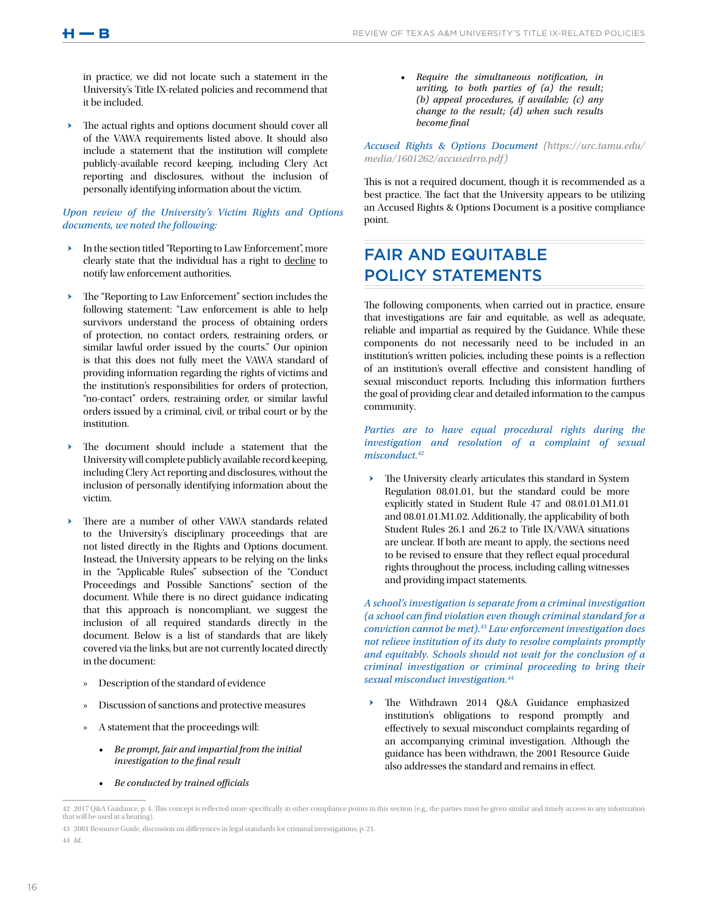in practice, we did not locate such a statement in the University's Title IX-related policies and recommend that it be included.

- The actual rights and options document should cover all of the VAWA requirements listed above. It should also include a statement that the institution will complete publicly-available record keeping, including Clery Act reporting and disclosures, without the inclusion of personally identifying information about the victim.

*Upon review of the University's Victim Rights and Options documents, we noted the following:*

- In the section titled "Reporting to Law Enforcement", more clearly state that the individual has a right to <u>decline</u> to notify law enforcement authorities.
- The "Reporting to Law Enforcement" section includes the following statement: "Law enforcement is able to help survivors understand the process of obtaining orders of protection, no contact orders, restraining orders, or similar lawful order issued by the courts." Our opinion is that this does not fully meet the VAWA standard of providing information regarding the rights of victims and the institution's responsibilities for orders of protection, "no-contact" orders, restraining order, or similar lawful orders issued by a criminal, civil, or tribal court or by the institution.
- The document should include a statement that the University will complete publicly available record keeping, including Clery Act reporting and disclosures, without the inclusion of personally identifying information about the victim.
- There are a number of other VAWA standards related to the University's disciplinary proceedings that are not listed directly in the Rights and Options document. Instead, the University appears to be relying on the links in the "Applicable Rules" subsection of the "Conduct Proceedings and Possible Sanctions" section of the document. While there is no direct guidance indicating that this approach is noncompliant, we suggest the inclusion of all required standards directly in the document. Below is a list of standards that are likely covered via the links, but are not currently located directly in the document:
  - Description of the standard of evidence
  - Discussion of sanctions and protective measures
  - A statement that the proceedings will:
    - *Be prompt, fair and impartial from the initial investigation to the final result*
    - *Be conducted by trained officials*
    - *Require the simultaneous notification, in writing, to both parties of (a) the result; (b) appeal procedures, if available; (c) any change to the result; (d) when such results become final*

*Accused Rights & Options Document (https://urc.tamu.edu/media/1601262/accusedrro.pdf)*

This is not a required document, though it is recommended as a best practice. The fact that the University appears to be utilizing an Accused Rights & Options Document is a positive compliance point.

## FAIR AND EQUITABLE POLICY STATEMENTS

The following components, when carried out in practice, ensure that investigations are fair and equitable, as well as adequate, reliable and impartial as required by the Guidance. While these components do not necessarily need to be included in an institution's written policies, including these points is a reflection of an institution's overall effective and consistent handling of sexual misconduct reports. Including this information furthers the goal of providing clear and detailed information to the campus community.

*Parties are to have equal procedural rights during the investigation and resolution of a complaint of sexual misconduct.*[42]

- The University clearly articulates this standard in System Regulation 08.01.01, but the standard could be more explicitly stated in Student Rule 47 and 08.01.01.M1.01 and 08.01.01.M1.02. Additionally, the applicability of both Student Rules 26.1 and 26.2 to Title IX/VAWA situations are unclear. If both are meant to apply, the sections need to be revised to ensure that they reflect equal procedural rights throughout the process, including calling witnesses and providing impact statements.

*A school's investigation is separate from a criminal investigation (a school can find violation even though criminal standard for a conviction cannot be met).*[43] *Law enforcement investigation does not relieve institution of its duty to resolve complaints promptly and equitably. Schools should not wait for the conclusion of a criminal investigation or criminal proceeding to bring their sexual misconduct investigation.*[44]

- The Withdrawn 2014 Q&A Guidance emphasized institution's obligations to respond promptly and effectively to sexual misconduct complaints regarding of an accompanying criminal investigation. Although the guidance has been withdrawn, the 2001 Resource Guide also addresses the standard and remains in effect.

---

42 2017 Q&A Guidance, p. 4. This concept is reflected more specifically in other compliance points in this section (e.g., the parties must be given similar and timely access to any information that will be used at a hearing).

43 2001 Resource Guide, discussion on differences in legal standards for criminal investigations, p. 21.

44 *Id.*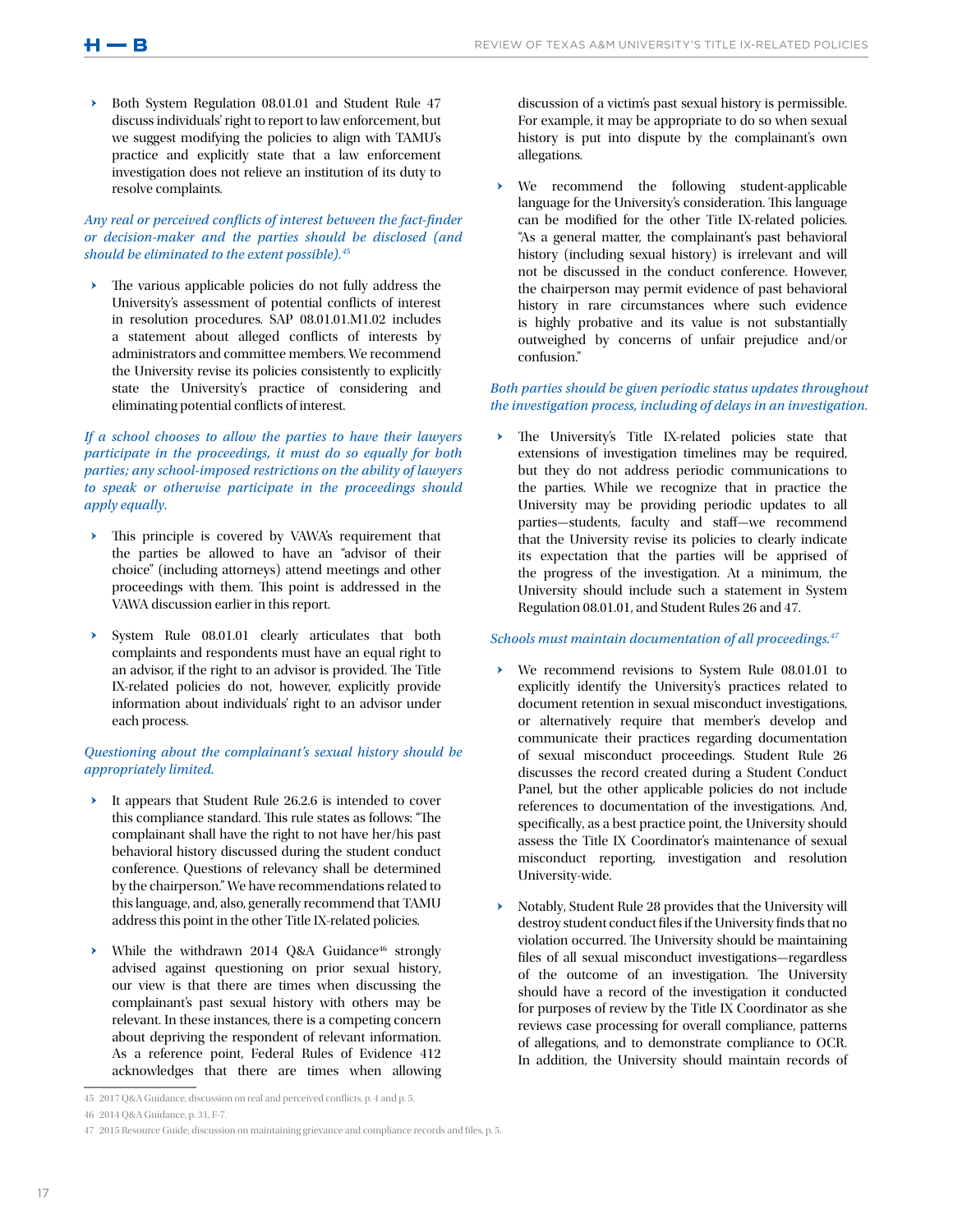- Both System Regulation 08.01.01 and Student Rule 47 discuss individuals' right to report to law enforcement, but we suggest modifying the policies to align with TAMU's practice and explicitly state that a law enforcement investigation does not relieve an institution of its duty to resolve complaints.

*Any real or perceived conflicts of interest between the fact-finder or decision-maker and the parties should be disclosed (and should be eliminated to the extent possible).*[45]

- The various applicable policies do not fully address the University's assessment of potential conflicts of interest in resolution procedures. SAP 08.01.01.M1.02 includes a statement about alleged conflicts of interests by administrators and committee members. We recommend the University revise its policies consistently to explicitly state the University's practice of considering and eliminating potential conflicts of interest.

*If a school chooses to allow the parties to have their lawyers participate in the proceedings, it must do so equally for both parties; any school-imposed restrictions on the ability of lawyers to speak or otherwise participate in the proceedings should apply equally.*

- This principle is covered by VAWA's requirement that the parties be allowed to have an "advisor of their choice" (including attorneys) attend meetings and other proceedings with them. This point is addressed in the VAWA discussion earlier in this report.

- System Rule 08.01.01 clearly articulates that both complaints and respondents must have an equal right to an advisor, if the right to an advisor is provided. The Title IX-related policies do not, however, explicitly provide information about individuals' right to an advisor under each process.

*Questioning about the complainant's sexual history should be appropriately limited.*

- It appears that Student Rule 26.2.6 is intended to cover this compliance standard. This rule states as follows: "The complainant shall have the right to not have her/his past behavioral history discussed during the student conduct conference. Questions of relevancy shall be determined by the chairperson." We have recommendations related to this language, and, also, generally recommend that TAMU address this point in the other Title IX-related policies.

- While the withdrawn 2014 Q&A Guidance[46] strongly advised against questioning on prior sexual history, our view is that there are times when discussing the complainant's past sexual history with others may be relevant. In these instances, there is a competing concern about depriving the respondent of relevant information. As a reference point, Federal Rules of Evidence 412 acknowledges that there are times when allowing discussion of a victim's past sexual history is permissible. For example, it may be appropriate to do so when sexual history is put into dispute by the complainant's own allegations.

- We recommend the following student-applicable language for the University's consideration. This language can be modified for the other Title IX-related policies. "As a general matter, the complainant's past behavioral history (including sexual history) is irrelevant and will not be discussed in the conduct conference. However, the chairperson may permit evidence of past behavioral history in rare circumstances where such evidence is highly probative and its value is not substantially outweighed by concerns of unfair prejudice and/or confusion."

*Both parties should be given periodic status updates throughout the investigation process, including of delays in an investigation.*

- The University's Title IX-related policies state that extensions of investigation timelines may be required, but they do not address periodic communications to the parties. While we recognize that in practice the University may be providing periodic updates to all parties—students, faculty and staff—we recommend that the University revise its policies to clearly indicate its expectation that the parties will be apprised of the progress of the investigation. At a minimum, the University should include such a statement in System Regulation 08.01.01, and Student Rules 26 and 47.

*Schools must maintain documentation of all proceedings.*[47]

- We recommend revisions to System Rule 08.01.01 to explicitly identify the University's practices related to document retention in sexual misconduct investigations, or alternatively require that member's develop and communicate their practices regarding documentation of sexual misconduct proceedings. Student Rule 26 discusses the record created during a Student Conduct Panel, but the other applicable policies do not include references to documentation of the investigations. And, specifically, as a best practice point, the University should assess the Title IX Coordinator's maintenance of sexual misconduct reporting, investigation and resolution University-wide.

- Notably, Student Rule 28 provides that the University will destroy student conduct files if the University finds that no violation occurred. The University should be maintaining files of all sexual misconduct investigations—regardless of the outcome of an investigation. The University should have a record of the investigation it conducted for purposes of review by the Title IX Coordinator as she reviews case processing for overall compliance, patterns of allegations, and to demonstrate compliance to OCR. In addition, the University should maintain records of

---

45 2017 Q&A Guidance, discussion on real and perceived conflicts, p. 4 and p. 5.

46 2014 Q&A Guidance, p. 31, F-7.

47 2015 Resource Guide, discussion on maintaining grievance and compliance records and files, p. 5.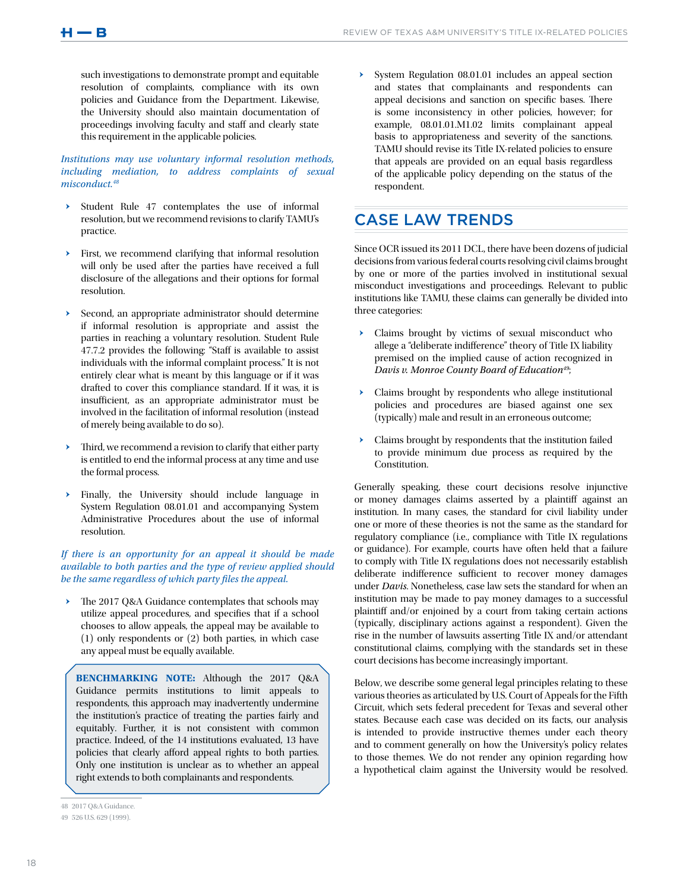such investigations to demonstrate prompt and equitable resolution of complaints, compliance with its own policies and Guidance from the Department. Likewise, the University should also maintain documentation of proceedings involving faculty and staff and clearly state this requirement in the applicable policies.

*Institutions may use voluntary informal resolution methods, including mediation, to address complaints of sexual misconduct.*[48]

- Student Rule 47 contemplates the use of informal resolution, but we recommend revisions to clarify TAMU's practice.
- First, we recommend clarifying that informal resolution will only be used after the parties have received a full disclosure of the allegations and their options for formal resolution.
- Second, an appropriate administrator should determine if informal resolution is appropriate and assist the parties in reaching a voluntary resolution. Student Rule 47.7.2 provides the following: "Staff is available to assist individuals with the informal complaint process." It is not entirely clear what is meant by this language or if it was drafted to cover this compliance standard. If it was, it is insufficient, as an appropriate administrator must be involved in the facilitation of informal resolution (instead of merely being available to do so).
- Third, we recommend a revision to clarify that either party is entitled to end the informal process at any time and use the formal process.
- Finally, the University should include language in System Regulation 08.01.01 and accompanying System Administrative Procedures about the use of informal resolution.

*If there is an opportunity for an appeal it should be made available to both parties and the type of review applied should be the same regardless of which party files the appeal.*

- The 2017 Q&A Guidance contemplates that schools may utilize appeal procedures, and specifies that if a school chooses to allow appeals, the appeal may be available to (1) only respondents or (2) both parties, in which case any appeal must be equally available.

> **BENCHMARKING NOTE:** Although the 2017 Q&A Guidance permits institutions to limit appeals to respondents, this approach may inadvertently undermine the institution's practice of treating the parties fairly and equitably. Further, it is not consistent with common practice. Indeed, of the 14 institutions evaluated, 13 have policies that clearly afford appeal rights to both parties. Only one institution is unclear as to whether an appeal right extends to both complainants and respondents.

- System Regulation 08.01.01 includes an appeal section and states that complainants and respondents can appeal decisions and sanction on specific bases. There is some inconsistency in other policies, however; for example, 08.01.01.M1.02 limits complainant appeal basis to appropriateness and severity of the sanctions. TAMU should revise its Title IX-related policies to ensure that appeals are provided on an equal basis regardless of the applicable policy depending on the status of the respondent.

## CASE LAW TRENDS

Since OCR issued its 2011 DCL, there have been dozens of judicial decisions from various federal courts resolving civil claims brought by one or more of the parties involved in institutional sexual misconduct investigations and proceedings. Relevant to public institutions like TAMU, these claims can generally be divided into three categories:

- Claims brought by victims of sexual misconduct who allege a "deliberate indifference" theory of Title IX liability premised on the implied cause of action recognized in *Davis v. Monroe County Board of Education*[49];
- Claims brought by respondents who allege institutional policies and procedures are biased against one sex (typically) male and result in an erroneous outcome;
- Claims brought by respondents that the institution failed to provide minimum due process as required by the Constitution.

Generally speaking, these court decisions resolve injunctive or money damages claims asserted by a plaintiff against an institution. In many cases, the standard for civil liability under one or more of these theories is not the same as the standard for regulatory compliance (i.e., compliance with Title IX regulations or guidance). For example, courts have often held that a failure to comply with Title IX regulations does not necessarily establish deliberate indifference sufficient to recover money damages under *Davis*. Nonetheless, case law sets the standard for when an institution may be made to pay money damages to a successful plaintiff and/or enjoined by a court from taking certain actions (typically, disciplinary actions against a respondent). Given the rise in the number of lawsuits asserting Title IX and/or attendant constitutional claims, complying with the standards set in these court decisions has become increasingly important.

Below, we describe some general legal principles relating to these various theories as articulated by U.S. Court of Appeals for the Fifth Circuit, which sets federal precedent for Texas and several other states. Because each case was decided on its facts, our analysis is intended to provide instructive themes under each theory and to comment generally on how the University's policy relates to those themes. We do not render any opinion regarding how a hypothetical claim against the University would be resolved.

---

48 2017 Q&A Guidance.

49 526 U.S. 629 (1999).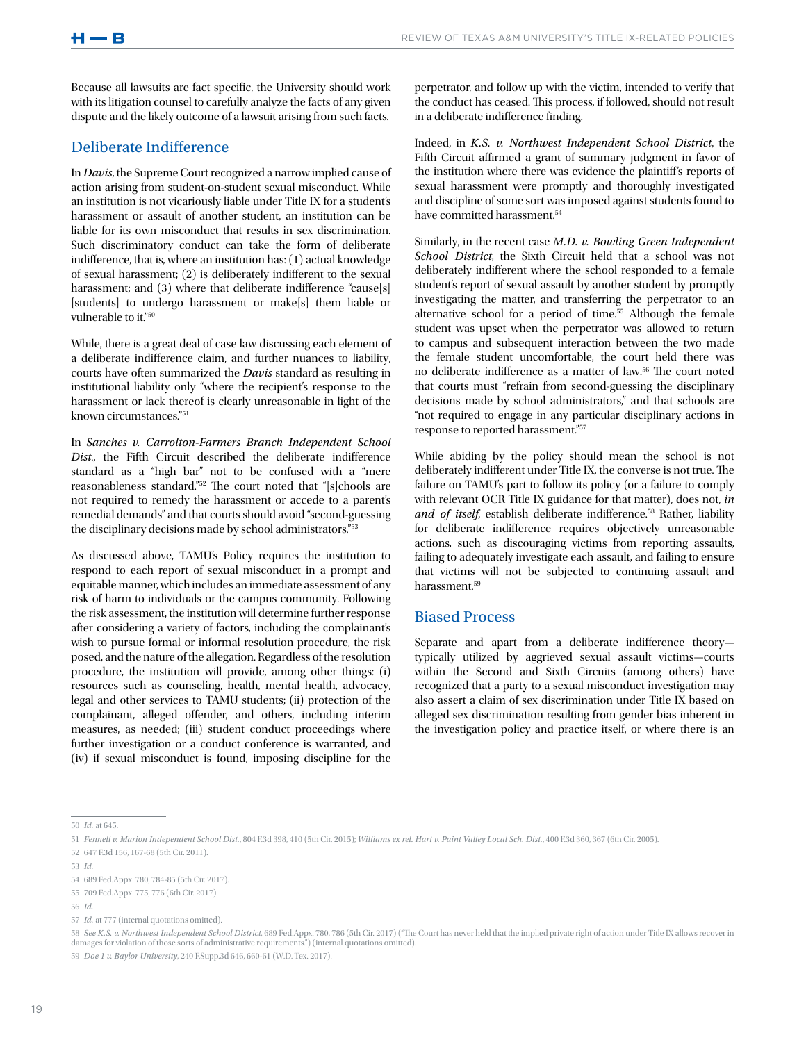Because all lawsuits are fact specific, the University should work with its litigation counsel to carefully analyze the facts of any given dispute and the likely outcome of a lawsuit arising from such facts.

## Deliberate Indifference

In *Davis*, the Supreme Court recognized a narrow implied cause of action arising from student-on-student sexual misconduct. While an institution is not vicariously liable under Title IX for a student's harassment or assault of another student, an institution can be liable for its own misconduct that results in sex discrimination. Such discriminatory conduct can take the form of deliberate indifference, that is, where an institution has: (1) actual knowledge of sexual harassment; (2) is deliberately indifferent to the sexual harassment; and (3) where that deliberate indifference "cause[s] [students] to undergo harassment or make[s] them liable or vulnerable to it."[50]

While, there is a great deal of case law discussing each element of a deliberate indifference claim, and further nuances to liability, courts have often summarized the *Davis* standard as resulting in institutional liability only "where the recipient's response to the harassment or lack thereof is clearly unreasonable in light of the known circumstances."[51]

In *Sanches v. Carrolton-Farmers Branch Independent School Dist.*, the Fifth Circuit described the deliberate indifference standard as a "high bar" not to be confused with a "mere reasonableness standard."[52] The court noted that "[s]chools are not required to remedy the harassment or accede to a parent's remedial demands" and that courts should avoid "second-guessing the disciplinary decisions made by school administrators."[53]

As discussed above, TAMU's Policy requires the institution to respond to each report of sexual misconduct in a prompt and equitable manner, which includes an immediate assessment of any risk of harm to individuals or the campus community. Following the risk assessment, the institution will determine further response after considering a variety of factors, including the complainant's wish to pursue formal or informal resolution procedure, the risk posed, and the nature of the allegation. Regardless of the resolution procedure, the institution will provide, among other things: (i) resources such as counseling, health, mental health, advocacy, legal and other services to TAMU students; (ii) protection of the complainant, alleged offender, and others, including interim measures, as needed; (iii) student conduct proceedings where further investigation or a conduct conference is warranted, and (iv) if sexual misconduct is found, imposing discipline for the perpetrator, and follow up with the victim, intended to verify that the conduct has ceased. This process, if followed, should not result in a deliberate indifference finding.

Indeed, in *K.S. v. Northwest Independent School District*, the Fifth Circuit affirmed a grant of summary judgment in favor of the institution where there was evidence the plaintiff's reports of sexual harassment were promptly and thoroughly investigated and discipline of some sort was imposed against students found to have committed harassment.[54]

Similarly, in the recent case *M.D. v. Bowling Green Independent School District*, the Sixth Circuit held that a school was not deliberately indifferent where the school responded to a female student's report of sexual assault by another student by promptly investigating the matter, and transferring the perpetrator to an alternative school for a period of time.[55] Although the female student was upset when the perpetrator was allowed to return to campus and subsequent interaction between the two made the female student uncomfortable, the court held there was no deliberate indifference as a matter of law.[56] The court noted that courts must "refrain from second-guessing the disciplinary decisions made by school administrators," and that schools are "not required to engage in any particular disciplinary actions in response to reported harassment."[57]

While abiding by the policy should mean the school is not deliberately indifferent under Title IX, the converse is not true. The failure on TAMU's part to follow its policy (or a failure to comply with relevant OCR Title IX guidance for that matter), does not, ***in and of itself,*** establish deliberate indifference.[58] Rather, liability for deliberate indifference requires objectively unreasonable actions, such as discouraging victims from reporting assaults, failing to adequately investigate each assault, and failing to ensure that victims will not be subjected to continuing assault and harassment.[59]

## Biased Process

Separate and apart from a deliberate indifference theory—typically utilized by aggrieved sexual assault victims—courts within the Second and Sixth Circuits (among others) have recognized that a party to a sexual misconduct investigation may also assert a claim of sex discrimination under Title IX based on alleged sex discrimination resulting from gender bias inherent in the investigation policy and practice itself, or where there is an

---

50 *Id.* at 645.

51 *Fennell v. Marion Independent School Dist.*, 804 F.3d 398, 410 (5th Cir. 2015); *Williams ex rel. Hart v. Paint Valley Local Sch. Dist.*, 400 F.3d 360, 367 (6th Cir. 2005).

52 647 F.3d 156, 167-68 (5th Cir. 2011).

53 *Id.*

54 689 Fed.Appx. 780, 784-85 (5th Cir. 2017).

55 709 Fed.Appx. 775, 776 (6th Cir. 2017).

56 *Id.*

57 *Id.* at 777 (internal quotations omitted).

58 *See K.S. v. Northwest Independent School District*, 689 Fed.Appx. 780, 786 (5th Cir. 2017) ("The Court has never held that the implied private right of action under Title IX allows recover in damages for violation of those sorts of administrative requirements.") (internal quotations omitted).

59 *Doe 1 v. Baylor University*, 240 F.Supp.3d 646, 660-61 (W.D. Tex. 2017).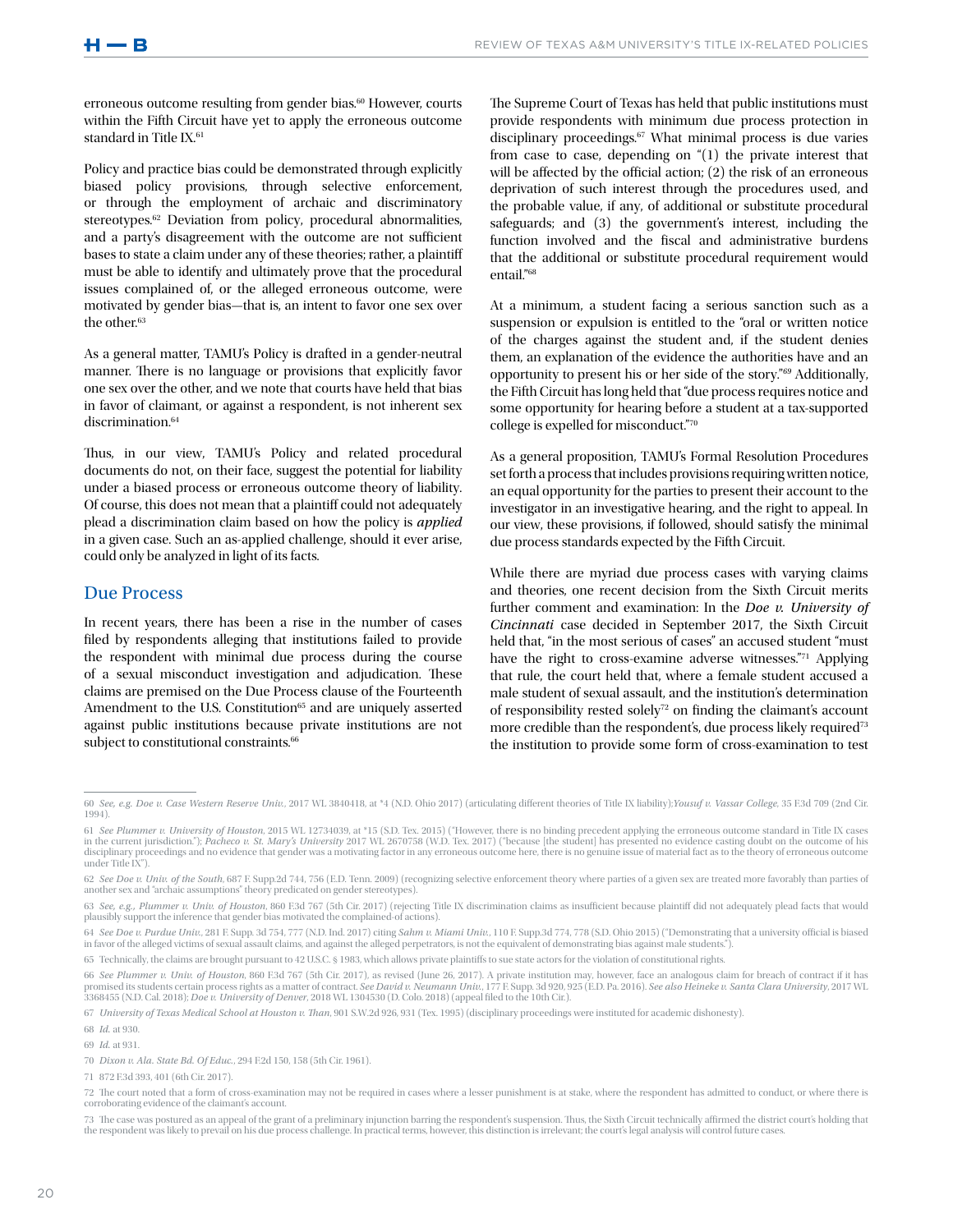erroneous outcome resulting from gender bias.[60] However, courts within the Fifth Circuit have yet to apply the erroneous outcome standard in Title IX.[61]

Policy and practice bias could be demonstrated through explicitly biased policy provisions, through selective enforcement, or through the employment of archaic and discriminatory stereotypes.[62] Deviation from policy, procedural abnormalities, and a party's disagreement with the outcome are not sufficient bases to state a claim under any of these theories; rather, a plaintiff must be able to identify and ultimately prove that the procedural issues complained of, or the alleged erroneous outcome, were motivated by gender bias—that is, an intent to favor one sex over the other.[63]

As a general matter, TAMU's Policy is drafted in a gender-neutral manner. There is no language or provisions that explicitly favor one sex over the other, and we note that courts have held that bias in favor of claimant, or against a respondent, is not inherent sex discrimination.[64]

Thus, in our view, TAMU's Policy and related procedural documents do not, on their face, suggest the potential for liability under a biased process or erroneous outcome theory of liability. Of course, this does not mean that a plaintiff could not adequately plead a discrimination claim based on how the policy is ***applied*** in a given case. Such an as-applied challenge, should it ever arise, could only be analyzed in light of its facts.

## Due Process

In recent years, there has been a rise in the number of cases filed by respondents alleging that institutions failed to provide the respondent with minimal due process during the course of a sexual misconduct investigation and adjudication. These claims are premised on the Due Process clause of the Fourteenth Amendment to the U.S. Constitution[65] and are uniquely asserted against public institutions because private institutions are not subject to constitutional constraints.[66]

The Supreme Court of Texas has held that public institutions must provide respondents with minimum due process protection in disciplinary proceedings.[67] What minimal process is due varies from case to case, depending on "(1) the private interest that will be affected by the official action; (2) the risk of an erroneous deprivation of such interest through the procedures used, and the probable value, if any, of additional or substitute procedural safeguards; and (3) the government's interest, including the function involved and the fiscal and administrative burdens that the additional or substitute procedural requirement would entail."[68]

At a minimum, a student facing a serious sanction such as a suspension or expulsion is entitled to the "oral or written notice of the charges against the student and, if the student denies them, an explanation of the evidence the authorities have and an opportunity to present his or her side of the story."[69] Additionally, the Fifth Circuit has long held that "due process requires notice and some opportunity for hearing before a student at a tax-supported college is expelled for misconduct."[70]

As a general proposition, TAMU's Formal Resolution Procedures set forth a process that includes provisions requiring written notice, an equal opportunity for the parties to present their account to the investigator in an investigative hearing, and the right to appeal. In our view, these provisions, if followed, should satisfy the minimal due process standards expected by the Fifth Circuit.

While there are myriad due process cases with varying claims and theories, one recent decision from the Sixth Circuit merits further comment and examination: In the ***Doe v. University of Cincinnati*** case decided in September 2017, the Sixth Circuit held that, "in the most serious of cases" an accused student "must have the right to cross-examine adverse witnesses."[71] Applying that rule, the court held that, where a female student accused a male student of sexual assault, and the institution's determination of responsibility rested solely[72] on finding the claimant's account more credible than the respondent's, due process likely required[73] the institution to provide some form of cross-examination to test

---

60 *See, e.g. Doe v. Case Western Reserve Univ.*, 2017 WL 3840418, at *4 (N.D. Ohio 2017) (articulating different theories of Title IX liability);*Yousuf v. Vassar College*, 35 F.3d 709 (2nd Cir. 1994).

61 *See Plummer v. University of Houston*, 2015 WL 12734039, at *15 (S.D. Tex. 2015) ("However, there is no binding precedent applying the erroneous outcome standard in Title IX cases in the current jurisdiction."); *Pacheco v. St. Mary's University* 2017 WL 2670758 (W.D. Tex. 2017) ("because [the student] has presented no evidence casting doubt on the outcome of his disciplinary proceedings and no evidence that gender was a motivating factor in any erroneous outcome here, there is no genuine issue of material fact as to the theory of erroneous outcome under Title IX").

62 *See Doe v. Univ. of the South*, 687 F. Supp.2d 744, 756 (E.D. Tenn. 2009) (recognizing selective enforcement theory where parties of a given sex are treated more favorably than parties of another sex and "archaic assumptions" theory predicated on gender stereotypes).

63 *See, e.g., Plummer v. Univ. of Houston*, 860 F.3d 767 (5th Cir. 2017) (rejecting Title IX discrimination claims as insufficient because plaintiff did not adequately plead facts that would plausibly support the inference that gender bias motivated the complained-of actions).

64 *See Doe v. Purdue Univ.*, 281 F. Supp. 3d 754, 777 (N.D. Ind. 2017) citing *Sahm v. Miami Univ.*, 110 F. Supp.3d 774, 778 (S.D. Ohio 2015) ("Demonstrating that a university official is biased in favor of the alleged victims of sexual assault claims, and against the alleged perpetrators, is not the equivalent of demonstrating bias against male students.").

65 Technically, the claims are brought pursuant to 42 U.S.C. § 1983, which allows private plaintiffs to sue state actors for the violation of constitutional rights.

66 *See Plummer v. Univ. of Houston*, 860 F.3d 767 (5th Cir. 2017), as revised (June 26, 2017). A private institution may, however, face an analogous claim for breach of contract if it has promised its students certain process rights as a matter of contract. *See David v. Neumann Univ.*, 177 F. Supp. 3d 920, 925 (E.D. Pa. 2016). *See also Heineke v. Santa Clara University*, 2017 WL 3368455 (N.D. Cal. 2018); *Doe v. University of Denver*, 2018 WL 1304530 (D. Colo. 2018) (appeal filed to the 10th Cir.).

67 *University of Texas Medical School at Houston v. Than*, 901 S.W.2d 926, 931 (Tex. 1995) (disciplinary proceedings were instituted for academic dishonesty).

68 *Id.* at 930.

69 *Id.* at 931.

70 *Dixon v. Ala. State Bd. Of Educ.*, 294 F.2d 150, 158 (5th Cir. 1961).

71 872 F.3d 393, 401 (6th Cir. 2017).

72 The court noted that a form of cross-examination may not be required in cases where a lesser punishment is at stake, where the respondent has admitted to conduct, or where there is corroborating evidence of the claimant's account.

73 The case was postured as an appeal of the grant of a preliminary injunction barring the respondent's suspension. Thus, the Sixth Circuit technically affirmed the district court's holding that the respondent was likely to prevail on his due process challenge. In practical terms, however, this distinction is irrelevant; the court's legal analysis will control future cases.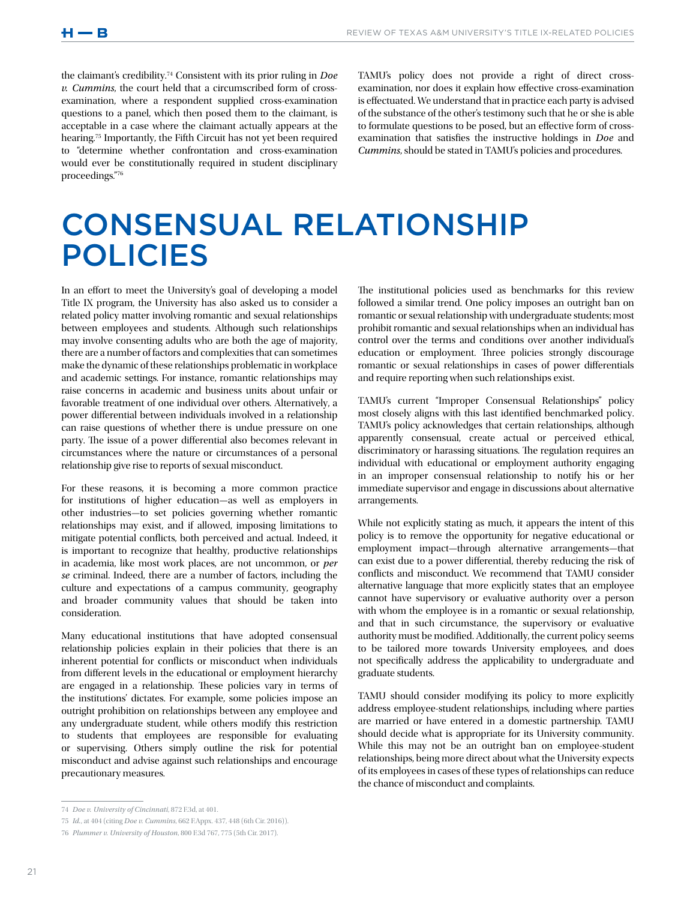the claimant's credibility.[74] Consistent with its prior ruling in *Doe v. Cummins*, the court held that a circumscribed form of cross-examination, where a respondent supplied cross-examination questions to a panel, which then posed them to the claimant, is acceptable in a case where the claimant actually appears at the hearing.[75] Importantly, the Fifth Circuit has not yet been required to "determine whether confrontation and cross-examination would ever be constitutionally required in student disciplinary proceedings."[76]

TAMU's policy does not provide a right of direct cross-examination, nor does it explain how effective cross-examination is effectuated. We understand that in practice each party is advised of the substance of the other's testimony such that he or she is able to formulate questions to be posed, but an effective form of cross-examination that satisfies the instructive holdings in *Doe* and *Cummins*, should be stated in TAMU's policies and procedures.

# CONSENSUAL RELATIONSHIP POLICIES

In an effort to meet the University's goal of developing a model Title IX program, the University has also asked us to consider a related policy matter involving romantic and sexual relationships between employees and students. Although such relationships may involve consenting adults who are both the age of majority, there are a number of factors and complexities that can sometimes make the dynamic of these relationships problematic in workplace and academic settings. For instance, romantic relationships may raise concerns in academic and business units about unfair or favorable treatment of one individual over others. Alternatively, a power differential between individuals involved in a relationship can raise questions of whether there is undue pressure on one party. The issue of a power differential also becomes relevant in circumstances where the nature or circumstances of a personal relationship give rise to reports of sexual misconduct.

For these reasons, it is becoming a more common practice for institutions of higher education—as well as employers in other industries—to set policies governing whether romantic relationships may exist, and if allowed, imposing limitations to mitigate potential conflicts, both perceived and actual. Indeed, it is important to recognize that healthy, productive relationships in academia, like most work places, are not uncommon, or *per se* criminal. Indeed, there are a number of factors, including the culture and expectations of a campus community, geography and broader community values that should be taken into consideration.

Many educational institutions that have adopted consensual relationship policies explain in their policies that there is an inherent potential for conflicts or misconduct when individuals from different levels in the educational or employment hierarchy are engaged in a relationship. These policies vary in terms of the institutions' dictates. For example, some policies impose an outright prohibition on relationships between any employee and any undergraduate student, while others modify this restriction to students that employees are responsible for evaluating or supervising. Others simply outline the risk for potential misconduct and advise against such relationships and encourage precautionary measures.

The institutional policies used as benchmarks for this review followed a similar trend. One policy imposes an outright ban on romantic or sexual relationship with undergraduate students; most prohibit romantic and sexual relationships when an individual has control over the terms and conditions over another individual's education or employment. Three policies strongly discourage romantic or sexual relationships in cases of power differentials and require reporting when such relationships exist.

TAMU's current "Improper Consensual Relationships" policy most closely aligns with this last identified benchmarked policy. TAMU's policy acknowledges that certain relationships, although apparently consensual, create actual or perceived ethical, discriminatory or harassing situations. The regulation requires an individual with educational or employment authority engaging in an improper consensual relationship to notify his or her immediate supervisor and engage in discussions about alternative arrangements.

While not explicitly stating as much, it appears the intent of this policy is to remove the opportunity for negative educational or employment impact—through alternative arrangements—that can exist due to a power differential, thereby reducing the risk of conflicts and misconduct. We recommend that TAMU consider alternative language that more explicitly states that an employee cannot have supervisory or evaluative authority over a person with whom the employee is in a romantic or sexual relationship, and that in such circumstance, the supervisory or evaluative authority must be modified. Additionally, the current policy seems to be tailored more towards University employees, and does not specifically address the applicability to undergraduate and graduate students.

TAMU should consider modifying its policy to more explicitly address employee-student relationships, including where parties are married or have entered in a domestic partnership. TAMU should decide what is appropriate for its University community. While this may not be an outright ban on employee-student relationships, being more direct about what the University expects of its employees in cases of these types of relationships can reduce the chance of misconduct and complaints.

---

74 *Doe v. University of Cincinnati*, 872 F.3d, at 401.

75 *Id.*, at 404 (citing *Doe v. Cummins*, 662 F.Appx. 437, 448 (6th Cir. 2016)).

76 *Plummer v. University of Houston*, 860 F.3d 767, 775 (5th Cir. 2017).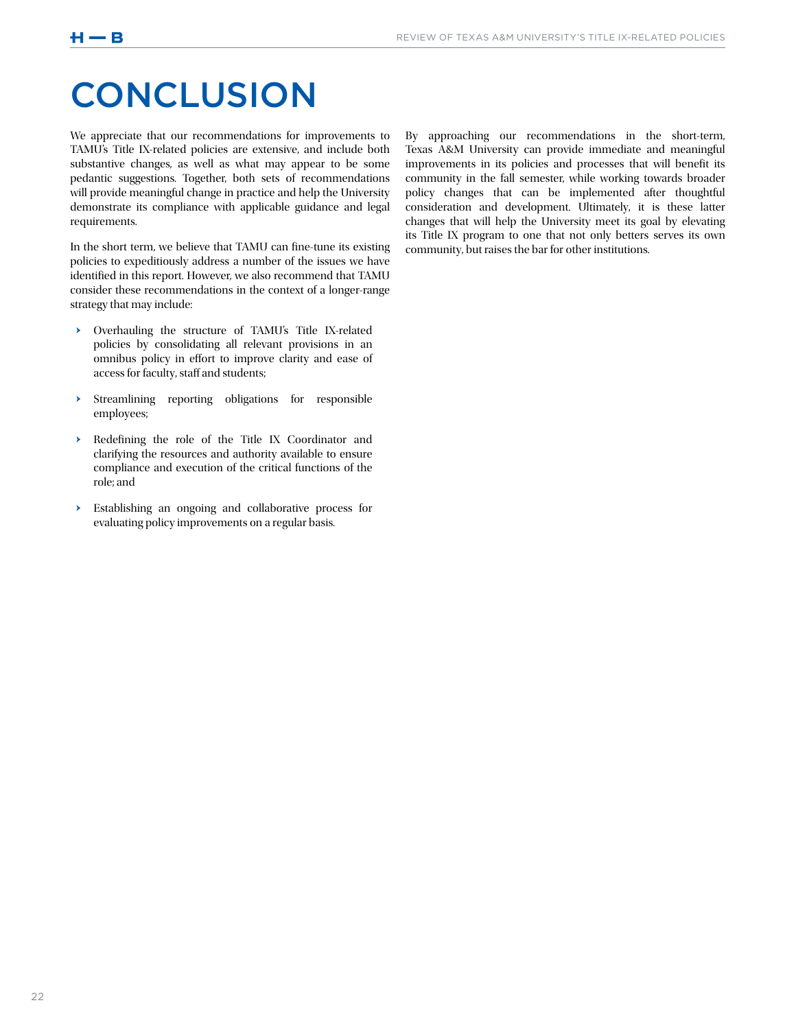# CONCLUSION

We appreciate that our recommendations for improvements to TAMU's Title IX-related policies are extensive, and include both substantive changes, as well as what may appear to be some pedantic suggestions. Together, both sets of recommendations will provide meaningful change in practice and help the University demonstrate its compliance with applicable guidance and legal requirements.

In the short term, we believe that TAMU can fine-tune its existing policies to expeditiously address a number of the issues we have identified in this report. However, we also recommend that TAMU consider these recommendations in the context of a longer-range strategy that may include:

- Overhauling the structure of TAMU's Title IX-related policies by consolidating all relevant provisions in an omnibus policy in effort to improve clarity and ease of access for faculty, staff and students;
- Streamlining reporting obligations for responsible employees;
- Redefining the role of the Title IX Coordinator and clarifying the resources and authority available to ensure compliance and execution of the critical functions of the role; and
- Establishing an ongoing and collaborative process for evaluating policy improvements on a regular basis.

By approaching our recommendations in the short-term, Texas A&M University can provide immediate and meaningful improvements in its policies and processes that will benefit its community in the fall semester, while working towards broader policy changes that can be implemented after thoughtful consideration and development. Ultimately, it is these latter changes that will help the University meet its goal by elevating its Title IX program to one that not only betters serves its own community, but raises the bar for other institutions.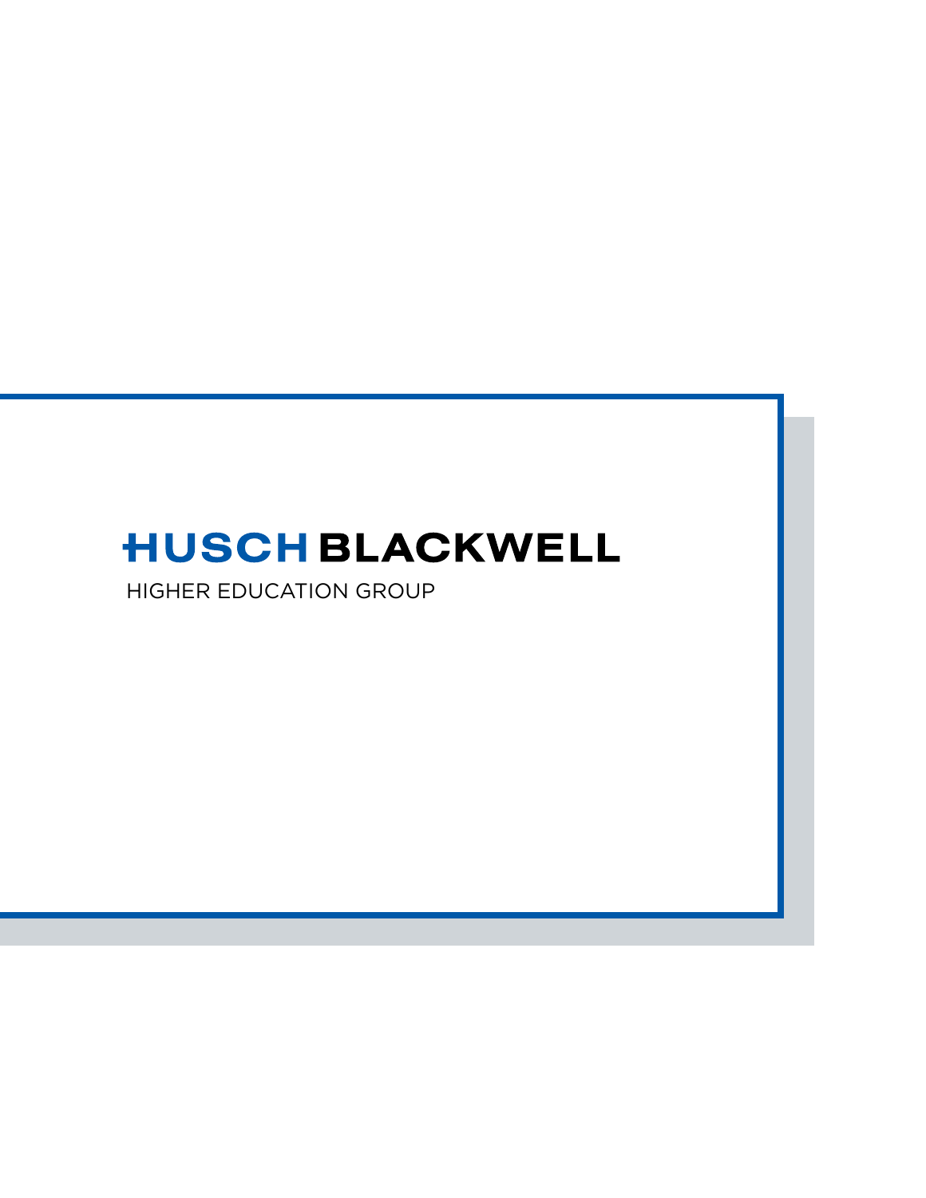HUSCH BLACKWELL

HIGHER EDUCATION GROUP